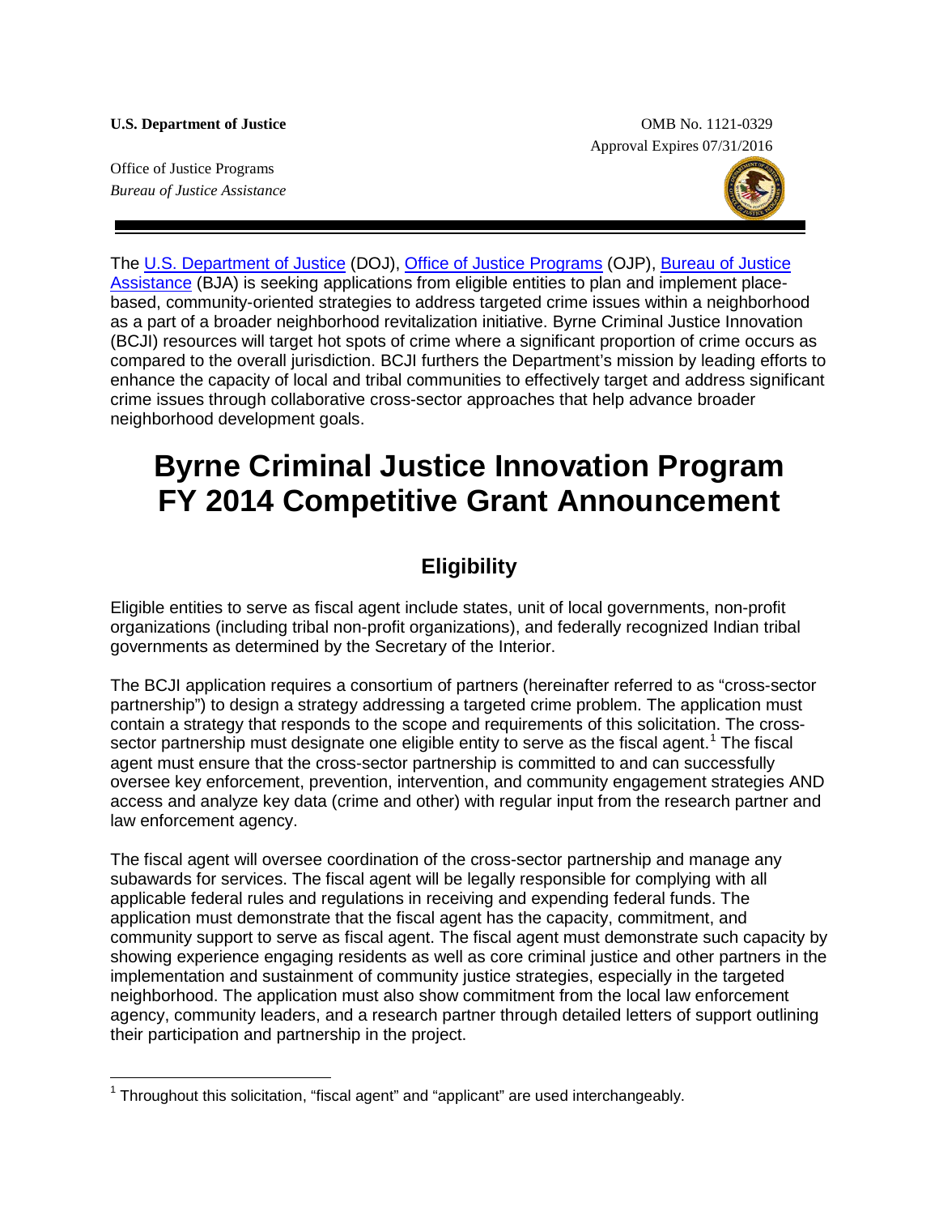**U.S. Department of Justice**

Office of Justice Programs
*Bureau of Justice Assistance*

OMB No. 1121-0329
Approval Expires 07/31/2016

The U.S. Department of Justice (DOJ), Office of Justice Programs (OJP), Bureau of Justice Assistance (BJA) is seeking applications from eligible entities to plan and implement place-based, community-oriented strategies to address targeted crime issues within a neighborhood as a part of a broader neighborhood revitalization initiative. Byrne Criminal Justice Innovation (BCJI) resources will target hot spots of crime where a significant proportion of crime occurs as compared to the overall jurisdiction. BCJI furthers the Department's mission by leading efforts to enhance the capacity of local and tribal communities to effectively target and address significant crime issues through collaborative cross-sector approaches that help advance broader neighborhood development goals.

# Byrne Criminal Justice Innovation Program FY 2014 Competitive Grant Announcement

## Eligibility

Eligible entities to serve as fiscal agent include states, unit of local governments, non-profit organizations (including tribal non-profit organizations), and federally recognized Indian tribal governments as determined by the Secretary of the Interior.

The BCJI application requires a consortium of partners (hereinafter referred to as "cross-sector partnership") to design a strategy addressing a targeted crime problem. The application must contain a strategy that responds to the scope and requirements of this solicitation. The cross-sector partnership must designate one eligible entity to serve as the fiscal agent.[1] The fiscal agent must ensure that the cross-sector partnership is committed to and can successfully oversee key enforcement, prevention, intervention, and community engagement strategies AND access and analyze key data (crime and other) with regular input from the research partner and law enforcement agency.

The fiscal agent will oversee coordination of the cross-sector partnership and manage any subawards for services. The fiscal agent will be legally responsible for complying with all applicable federal rules and regulations in receiving and expending federal funds. The application must demonstrate that the fiscal agent has the capacity, commitment, and community support to serve as fiscal agent. The fiscal agent must demonstrate such capacity by showing experience engaging residents as well as core criminal justice and other partners in the implementation and sustainment of community justice strategies, especially in the targeted neighborhood. The application must also show commitment from the local law enforcement agency, community leaders, and a research partner through detailed letters of support outlining their participation and partnership in the project.

[1] Throughout this solicitation, "fiscal agent" and "applicant" are used interchangeably.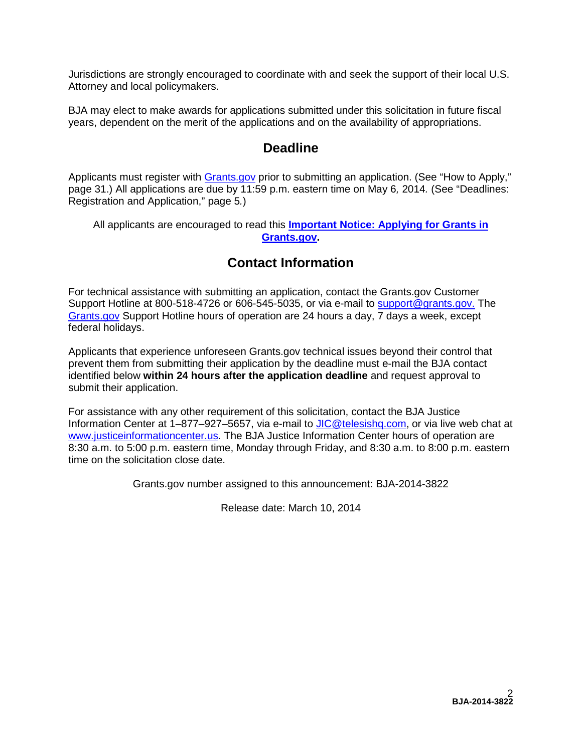Jurisdictions are strongly encouraged to coordinate with and seek the support of their local U.S. Attorney and local policymakers.

BJA may elect to make awards for applications submitted under this solicitation in future fiscal years, dependent on the merit of the applications and on the availability of appropriations.

## Deadline

Applicants must register with Grants.gov prior to submitting an application. (See "How to Apply," page 31.) All applications are due by 11:59 p.m. eastern time on May 6, 2014. (See "Deadlines: Registration and Application," page 5.)

All applicants are encouraged to read this **Important Notice: Applying for Grants in Grants.gov.**

## Contact Information

For technical assistance with submitting an application, contact the Grants.gov Customer Support Hotline at 800-518-4726 or 606-545-5035, or via e-mail to support@grants.gov. The Grants.gov Support Hotline hours of operation are 24 hours a day, 7 days a week, except federal holidays.

Applicants that experience unforeseen Grants.gov technical issues beyond their control that prevent them from submitting their application by the deadline must e-mail the BJA contact identified below **within 24 hours after the application deadline** and request approval to submit their application.

For assistance with any other requirement of this solicitation, contact the BJA Justice Information Center at 1–877–927–5657, via e-mail to JIC@telesishq.com, or via live web chat at www.justiceinformationcenter.us. The BJA Justice Information Center hours of operation are 8:30 a.m. to 5:00 p.m. eastern time, Monday through Friday, and 8:30 a.m. to 8:00 p.m. eastern time on the solicitation close date.

Grants.gov number assigned to this announcement: BJA-2014-3822

Release date: March 10, 2014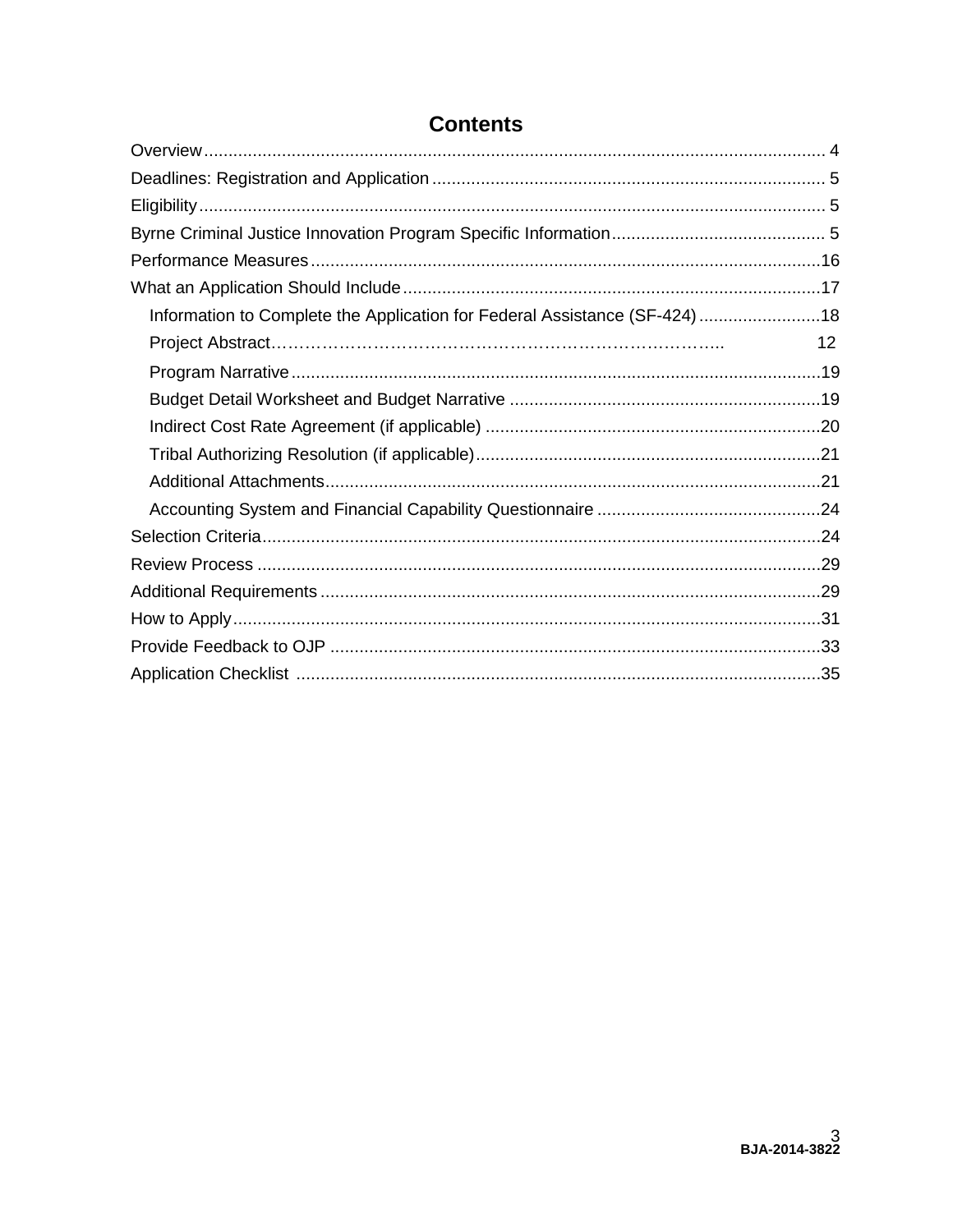# Contents

Overview ... 4
Deadlines: Registration and Application ... 5
Eligibility ... 5
Byrne Criminal Justice Innovation Program Specific Information ... 5
Performance Measures ... 16
What an Application Should Include ... 17
- Information to Complete the Application for Federal Assistance (SF-424) ... 18
- Project Abstract ... 12
- Program Narrative ... 19
- Budget Detail Worksheet and Budget Narrative ... 19
- Indirect Cost Rate Agreement (if applicable) ... 20
- Tribal Authorizing Resolution (if applicable) ... 21
- Additional Attachments ... 21
- Accounting System and Financial Capability Questionnaire ... 24

Selection Criteria ... 24
Review Process ... 29
Additional Requirements ... 29
How to Apply ... 31
Provide Feedback to OJP ... 33
Application Checklist ... 35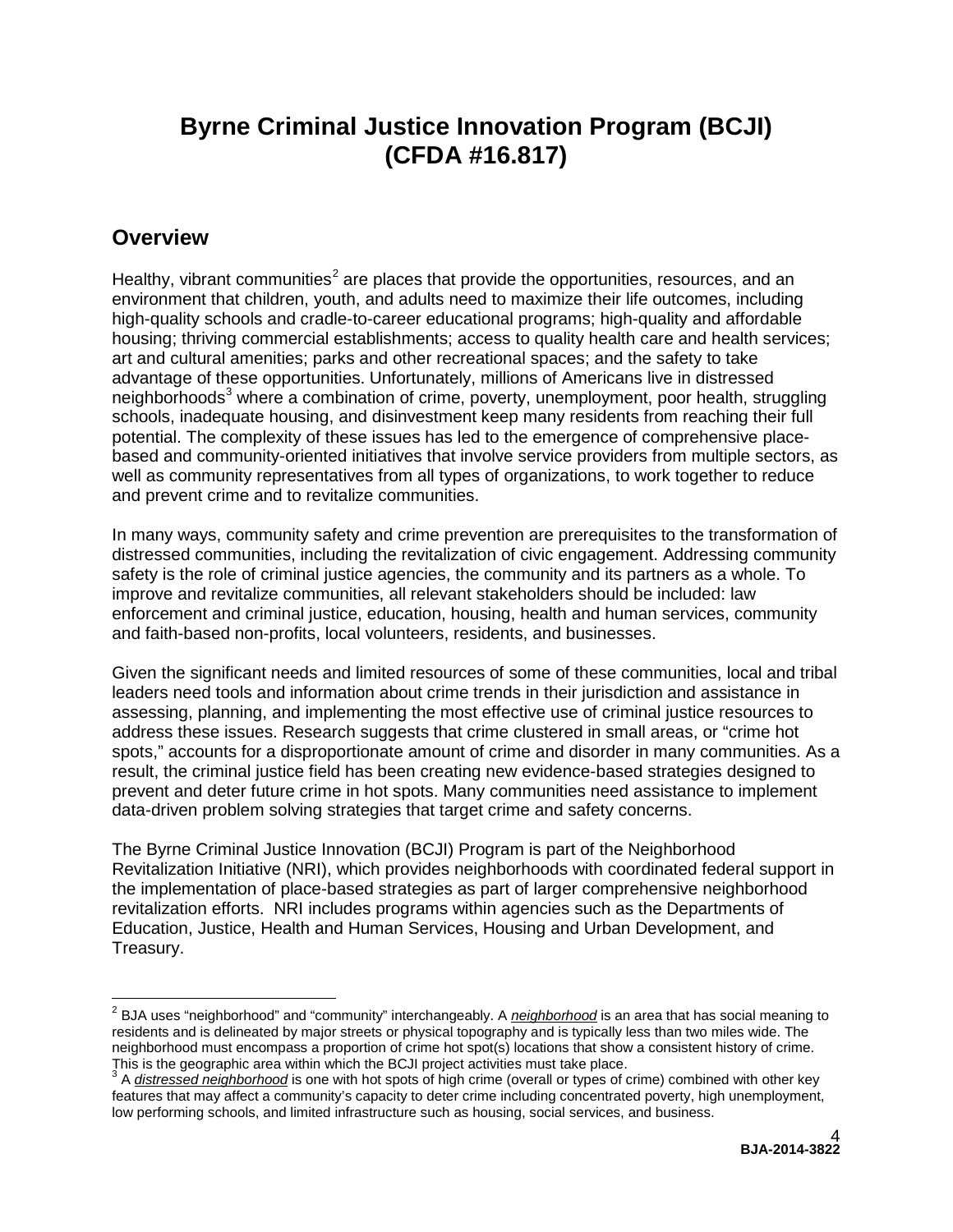# Byrne Criminal Justice Innovation Program (BCJI) (CFDA #16.817)

## Overview

Healthy, vibrant communities[2] are places that provide the opportunities, resources, and an environment that children, youth, and adults need to maximize their life outcomes, including high-quality schools and cradle-to-career educational programs; high-quality and affordable housing; thriving commercial establishments; access to quality health care and health services; art and cultural amenities; parks and other recreational spaces; and the safety to take advantage of these opportunities. Unfortunately, millions of Americans live in distressed neighborhoods[3] where a combination of crime, poverty, unemployment, poor health, struggling schools, inadequate housing, and disinvestment keep many residents from reaching their full potential. The complexity of these issues has led to the emergence of comprehensive place-based and community-oriented initiatives that involve service providers from multiple sectors, as well as community representatives from all types of organizations, to work together to reduce and prevent crime and to revitalize communities.

In many ways, community safety and crime prevention are prerequisites to the transformation of distressed communities, including the revitalization of civic engagement. Addressing community safety is the role of criminal justice agencies, the community and its partners as a whole. To improve and revitalize communities, all relevant stakeholders should be included: law enforcement and criminal justice, education, housing, health and human services, community and faith-based non-profits, local volunteers, residents, and businesses.

Given the significant needs and limited resources of some of these communities, local and tribal leaders need tools and information about crime trends in their jurisdiction and assistance in assessing, planning, and implementing the most effective use of criminal justice resources to address these issues. Research suggests that crime clustered in small areas, or "crime hot spots," accounts for a disproportionate amount of crime and disorder in many communities. As a result, the criminal justice field has been creating new evidence-based strategies designed to prevent and deter future crime in hot spots. Many communities need assistance to implement data-driven problem solving strategies that target crime and safety concerns.

The Byrne Criminal Justice Innovation (BCJI) Program is part of the Neighborhood Revitalization Initiative (NRI), which provides neighborhoods with coordinated federal support in the implementation of place-based strategies as part of larger comprehensive neighborhood revitalization efforts. NRI includes programs within agencies such as the Departments of Education, Justice, Health and Human Services, Housing and Urban Development, and Treasury.

---

[2] BJA uses "neighborhood" and "community" interchangeably. A ***neighborhood*** is an area that has social meaning to residents and is delineated by major streets or physical topography and is typically less than two miles wide. The neighborhood must encompass a proportion of crime hot spot(s) locations that show a consistent history of crime. This is the geographic area within which the BCJI project activities must take place.

[3] A ***distressed neighborhood*** is one with hot spots of high crime (overall or types of crime) combined with other key features that may affect a community's capacity to deter crime including concentrated poverty, high unemployment, low performing schools, and limited infrastructure such as housing, social services, and business.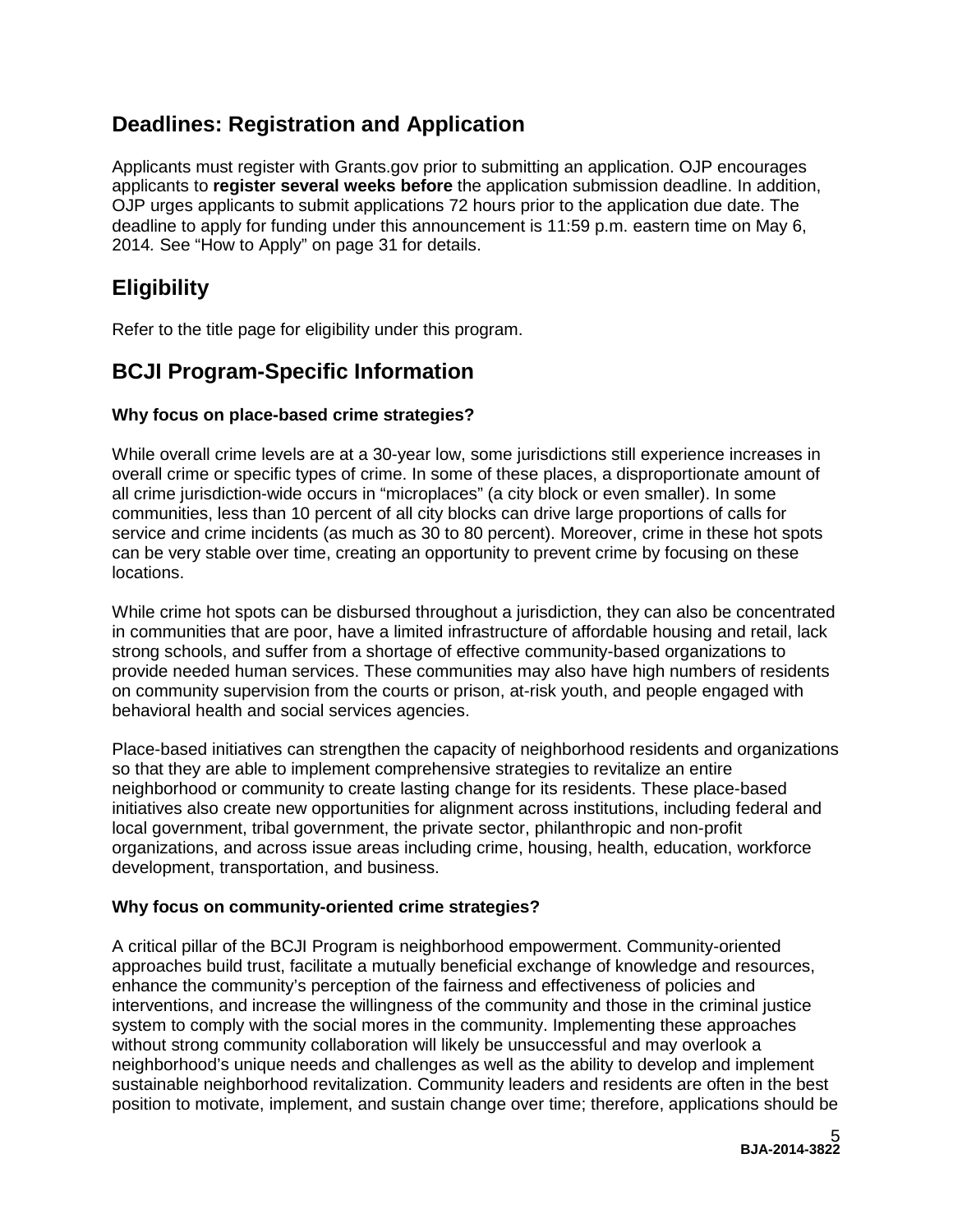## Deadlines: Registration and Application

Applicants must register with Grants.gov prior to submitting an application. OJP encourages applicants to **register several weeks before** the application submission deadline. In addition, OJP urges applicants to submit applications 72 hours prior to the application due date. The deadline to apply for funding under this announcement is 11:59 p.m. eastern time on May 6, 2014*.* See "How to Apply" on page 31 for details.

## Eligibility

Refer to the title page for eligibility under this program.

## BCJI Program-Specific Information

**Why focus on place-based crime strategies?**

While overall crime levels are at a 30-year low, some jurisdictions still experience increases in overall crime or specific types of crime. In some of these places, a disproportionate amount of all crime jurisdiction-wide occurs in "microplaces" (a city block or even smaller). In some communities, less than 10 percent of all city blocks can drive large proportions of calls for service and crime incidents (as much as 30 to 80 percent). Moreover, crime in these hot spots can be very stable over time, creating an opportunity to prevent crime by focusing on these locations.

While crime hot spots can be disbursed throughout a jurisdiction, they can also be concentrated in communities that are poor, have a limited infrastructure of affordable housing and retail, lack strong schools, and suffer from a shortage of effective community-based organizations to provide needed human services. These communities may also have high numbers of residents on community supervision from the courts or prison, at-risk youth, and people engaged with behavioral health and social services agencies.

Place-based initiatives can strengthen the capacity of neighborhood residents and organizations so that they are able to implement comprehensive strategies to revitalize an entire neighborhood or community to create lasting change for its residents. These place-based initiatives also create new opportunities for alignment across institutions, including federal and local government, tribal government, the private sector, philanthropic and non-profit organizations, and across issue areas including crime, housing, health, education, workforce development, transportation, and business.

**Why focus on community-oriented crime strategies?**

A critical pillar of the BCJI Program is neighborhood empowerment. Community-oriented approaches build trust, facilitate a mutually beneficial exchange of knowledge and resources, enhance the community's perception of the fairness and effectiveness of policies and interventions, and increase the willingness of the community and those in the criminal justice system to comply with the social mores in the community. Implementing these approaches without strong community collaboration will likely be unsuccessful and may overlook a neighborhood's unique needs and challenges as well as the ability to develop and implement sustainable neighborhood revitalization. Community leaders and residents are often in the best position to motivate, implement, and sustain change over time; therefore, applications should be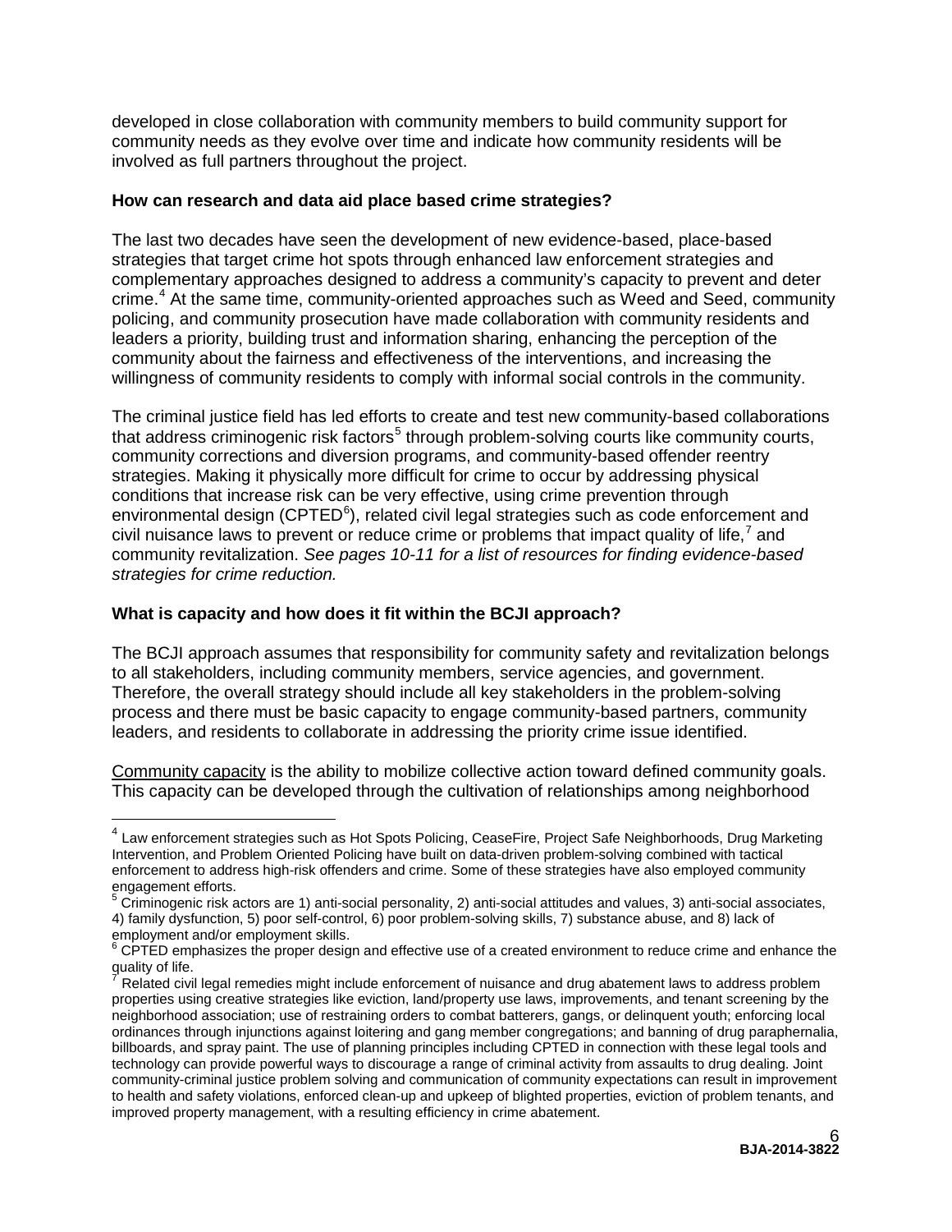developed in close collaboration with community members to build community support for community needs as they evolve over time and indicate how community residents will be involved as full partners throughout the project.

**How can research and data aid place based crime strategies?**

The last two decades have seen the development of new evidence-based, place-based strategies that target crime hot spots through enhanced law enforcement strategies and complementary approaches designed to address a community's capacity to prevent and deter crime.[4] At the same time, community-oriented approaches such as Weed and Seed, community policing, and community prosecution have made collaboration with community residents and leaders a priority, building trust and information sharing, enhancing the perception of the community about the fairness and effectiveness of the interventions, and increasing the willingness of community residents to comply with informal social controls in the community.

The criminal justice field has led efforts to create and test new community-based collaborations that address criminogenic risk factors[5] through problem-solving courts like community courts, community corrections and diversion programs, and community-based offender reentry strategies. Making it physically more difficult for crime to occur by addressing physical conditions that increase risk can be very effective, using crime prevention through environmental design (CPTED[6]), related civil legal strategies such as code enforcement and civil nuisance laws to prevent or reduce crime or problems that impact quality of life,[7] and community revitalization. *See pages 10-11 for a list of resources for finding evidence-based strategies for crime reduction.*

**What is capacity and how does it fit within the BCJI approach?**

The BCJI approach assumes that responsibility for community safety and revitalization belongs to all stakeholders, including community members, service agencies, and government. Therefore, the overall strategy should include all key stakeholders in the problem-solving process and there must be basic capacity to engage community-based partners, community leaders, and residents to collaborate in addressing the priority crime issue identified.

<u>Community capacity</u> is the ability to mobilize collective action toward defined community goals. This capacity can be developed through the cultivation of relationships among neighborhood

---

[4] Law enforcement strategies such as Hot Spots Policing, CeaseFire, Project Safe Neighborhoods, Drug Marketing Intervention, and Problem Oriented Policing have built on data-driven problem-solving combined with tactical enforcement to address high-risk offenders and crime. Some of these strategies have also employed community engagement efforts.

[5] Criminogenic risk actors are 1) anti-social personality, 2) anti-social attitudes and values, 3) anti-social associates, 4) family dysfunction, 5) poor self-control, 6) poor problem-solving skills, 7) substance abuse, and 8) lack of employment and/or employment skills.

[6] CPTED emphasizes the proper design and effective use of a created environment to reduce crime and enhance the quality of life.

[7] Related civil legal remedies might include enforcement of nuisance and drug abatement laws to address problem properties using creative strategies like eviction, land/property use laws, improvements, and tenant screening by the neighborhood association; use of restraining orders to combat batterers, gangs, or delinquent youth; enforcing local ordinances through injunctions against loitering and gang member congregations; and banning of drug paraphernalia, billboards, and spray paint. The use of planning principles including CPTED in connection with these legal tools and technology can provide powerful ways to discourage a range of criminal activity from assaults to drug dealing. Joint community-criminal justice problem solving and communication of community expectations can result in improvement to health and safety violations, enforced clean-up and upkeep of blighted properties, eviction of problem tenants, and improved property management, with a resulting efficiency in crime abatement.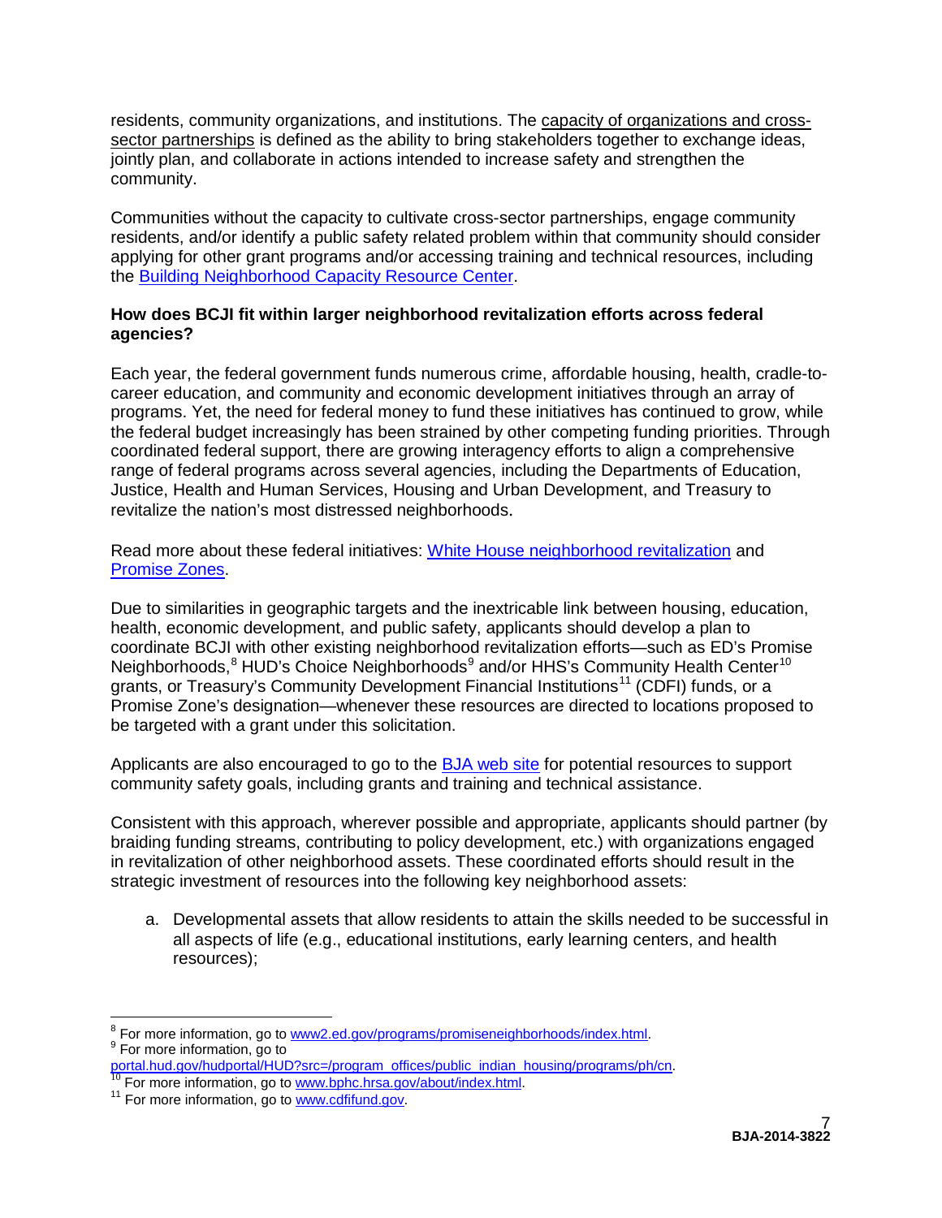residents, community organizations, and institutions. The capacity of organizations and cross-sector partnerships is defined as the ability to bring stakeholders together to exchange ideas, jointly plan, and collaborate in actions intended to increase safety and strengthen the community.

Communities without the capacity to cultivate cross-sector partnerships, engage community residents, and/or identify a public safety related problem within that community should consider applying for other grant programs and/or accessing training and technical resources, including the Building Neighborhood Capacity Resource Center.

**How does BCJI fit within larger neighborhood revitalization efforts across federal agencies?**

Each year, the federal government funds numerous crime, affordable housing, health, cradle-to-career education, and community and economic development initiatives through an array of programs. Yet, the need for federal money to fund these initiatives has continued to grow, while the federal budget increasingly has been strained by other competing funding priorities. Through coordinated federal support, there are growing interagency efforts to align a comprehensive range of federal programs across several agencies, including the Departments of Education, Justice, Health and Human Services, Housing and Urban Development, and Treasury to revitalize the nation's most distressed neighborhoods.

Read more about these federal initiatives: White House neighborhood revitalization and Promise Zones.

Due to similarities in geographic targets and the inextricable link between housing, education, health, economic development, and public safety, applicants should develop a plan to coordinate BCJI with other existing neighborhood revitalization efforts—such as ED's Promise Neighborhoods,[8] HUD's Choice Neighborhoods[9] and/or HHS's Community Health Center[10] grants, or Treasury's Community Development Financial Institutions[11] (CDFI) funds, or a Promise Zone's designation—whenever these resources are directed to locations proposed to be targeted with a grant under this solicitation.

Applicants are also encouraged to go to the BJA web site for potential resources to support community safety goals, including grants and training and technical assistance.

Consistent with this approach, wherever possible and appropriate, applicants should partner (by braiding funding streams, contributing to policy development, etc.) with organizations engaged in revitalization of other neighborhood assets. These coordinated efforts should result in the strategic investment of resources into the following key neighborhood assets:

a. Developmental assets that allow residents to attain the skills needed to be successful in all aspects of life (e.g., educational institutions, early learning centers, and health resources);

---

[8] For more information, go to www2.ed.gov/programs/promiseneighborhoods/index.html.
[9] For more information, go to portal.hud.gov/hudportal/HUD?src=/program_offices/public_indian_housing/programs/ph/cn.
[10] For more information, go to www.bphc.hrsa.gov/about/index.html.
[11] For more information, go to www.cdfifund.gov.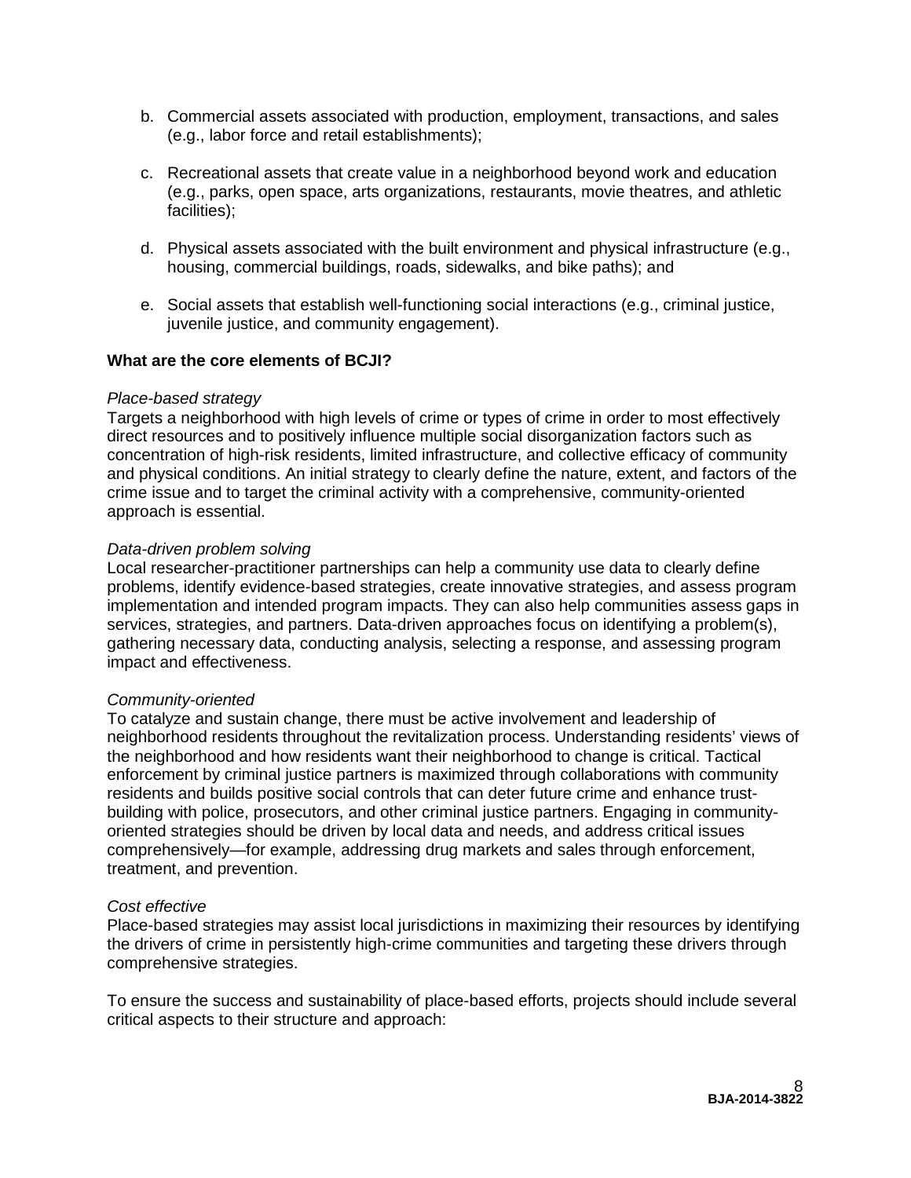b. Commercial assets associated with production, employment, transactions, and sales (e.g., labor force and retail establishments);

c. Recreational assets that create value in a neighborhood beyond work and education (e.g., parks, open space, arts organizations, restaurants, movie theatres, and athletic facilities);

d. Physical assets associated with the built environment and physical infrastructure (e.g., housing, commercial buildings, roads, sidewalks, and bike paths); and

e. Social assets that establish well-functioning social interactions (e.g., criminal justice, juvenile justice, and community engagement).

**What are the core elements of BCJI?**

*Place-based strategy*
Targets a neighborhood with high levels of crime or types of crime in order to most effectively direct resources and to positively influence multiple social disorganization factors such as concentration of high-risk residents, limited infrastructure, and collective efficacy of community and physical conditions. An initial strategy to clearly define the nature, extent, and factors of the crime issue and to target the criminal activity with a comprehensive, community-oriented approach is essential.

*Data-driven problem solving*
Local researcher-practitioner partnerships can help a community use data to clearly define problems, identify evidence-based strategies, create innovative strategies, and assess program implementation and intended program impacts. They can also help communities assess gaps in services, strategies, and partners. Data-driven approaches focus on identifying a problem(s), gathering necessary data, conducting analysis, selecting a response, and assessing program impact and effectiveness.

*Community-oriented*
To catalyze and sustain change, there must be active involvement and leadership of neighborhood residents throughout the revitalization process. Understanding residents' views of the neighborhood and how residents want their neighborhood to change is critical. Tactical enforcement by criminal justice partners is maximized through collaborations with community residents and builds positive social controls that can deter future crime and enhance trust-building with police, prosecutors, and other criminal justice partners. Engaging in community-oriented strategies should be driven by local data and needs, and address critical issues comprehensively—for example, addressing drug markets and sales through enforcement, treatment, and prevention.

*Cost effective*
Place-based strategies may assist local jurisdictions in maximizing their resources by identifying the drivers of crime in persistently high-crime communities and targeting these drivers through comprehensive strategies.

To ensure the success and sustainability of place-based efforts, projects should include several critical aspects to their structure and approach: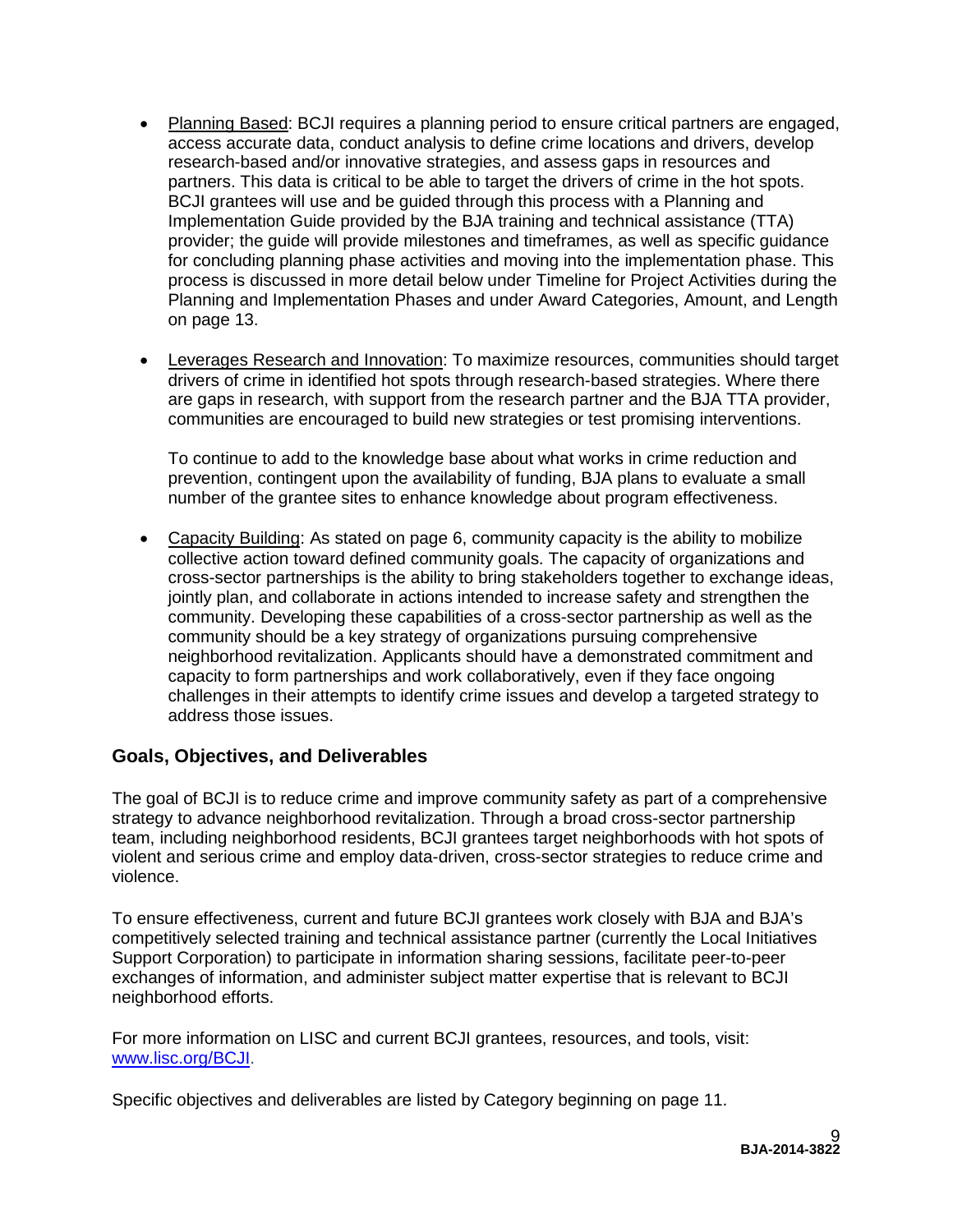- Planning Based: BCJI requires a planning period to ensure critical partners are engaged, access accurate data, conduct analysis to define crime locations and drivers, develop research-based and/or innovative strategies, and assess gaps in resources and partners. This data is critical to be able to target the drivers of crime in the hot spots. BCJI grantees will use and be guided through this process with a Planning and Implementation Guide provided by the BJA training and technical assistance (TTA) provider; the guide will provide milestones and timeframes, as well as specific guidance for concluding planning phase activities and moving into the implementation phase. This process is discussed in more detail below under Timeline for Project Activities during the Planning and Implementation Phases and under Award Categories, Amount, and Length on page 13.

- Leverages Research and Innovation: To maximize resources, communities should target drivers of crime in identified hot spots through research-based strategies. Where there are gaps in research, with support from the research partner and the BJA TTA provider, communities are encouraged to build new strategies or test promising interventions.

  To continue to add to the knowledge base about what works in crime reduction and prevention, contingent upon the availability of funding, BJA plans to evaluate a small number of the grantee sites to enhance knowledge about program effectiveness.

- Capacity Building: As stated on page 6, community capacity is the ability to mobilize collective action toward defined community goals. The capacity of organizations and cross-sector partnerships is the ability to bring stakeholders together to exchange ideas, jointly plan, and collaborate in actions intended to increase safety and strengthen the community. Developing these capabilities of a cross-sector partnership as well as the community should be a key strategy of organizations pursuing comprehensive neighborhood revitalization. Applicants should have a demonstrated commitment and capacity to form partnerships and work collaboratively, even if they face ongoing challenges in their attempts to identify crime issues and develop a targeted strategy to address those issues.

## Goals, Objectives, and Deliverables

The goal of BCJI is to reduce crime and improve community safety as part of a comprehensive strategy to advance neighborhood revitalization. Through a broad cross-sector partnership team, including neighborhood residents, BCJI grantees target neighborhoods with hot spots of violent and serious crime and employ data-driven, cross-sector strategies to reduce crime and violence.

To ensure effectiveness, current and future BCJI grantees work closely with BJA and BJA's competitively selected training and technical assistance partner (currently the Local Initiatives Support Corporation) to participate in information sharing sessions, facilitate peer-to-peer exchanges of information, and administer subject matter expertise that is relevant to BCJI neighborhood efforts.

For more information on LISC and current BCJI grantees, resources, and tools, visit: www.lisc.org/BCJI.

Specific objectives and deliverables are listed by Category beginning on page 11.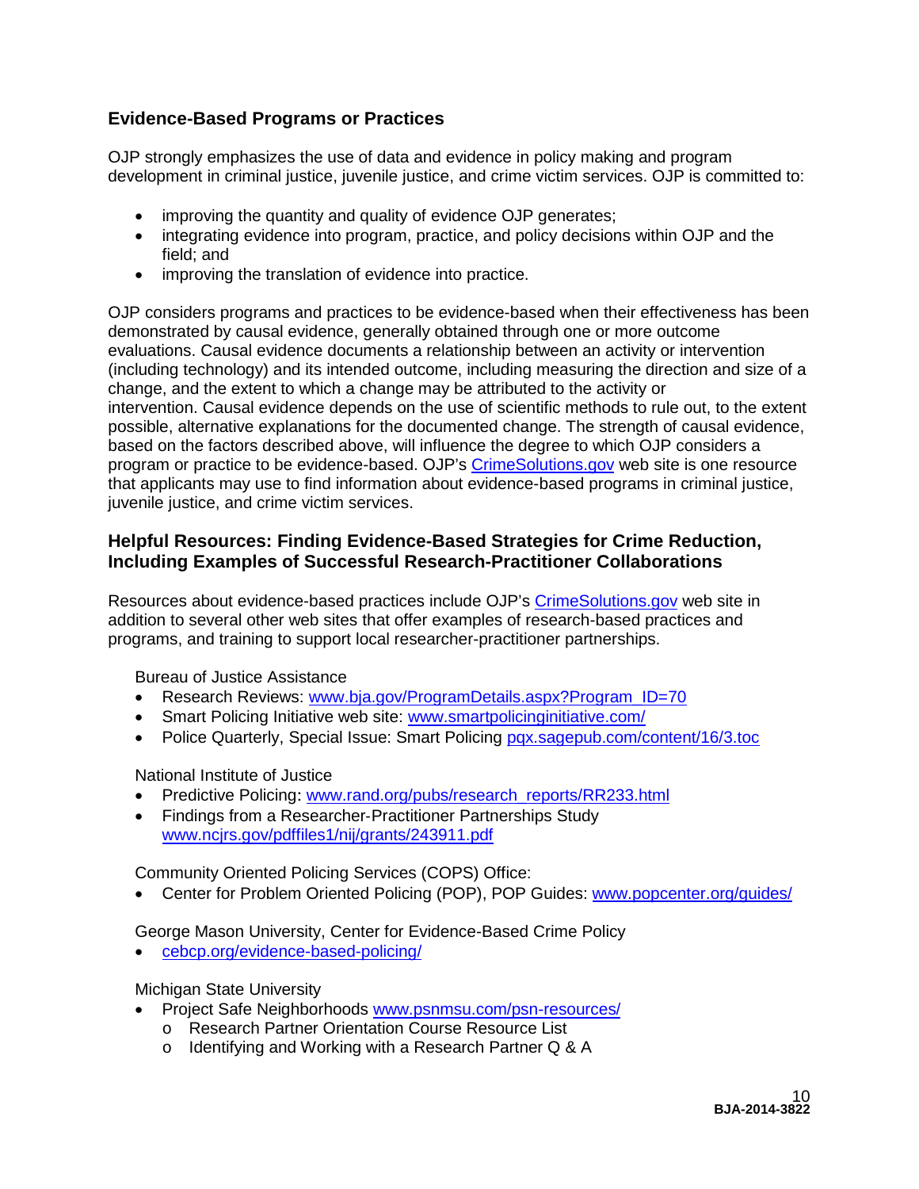## Evidence-Based Programs or Practices

OJP strongly emphasizes the use of data and evidence in policy making and program development in criminal justice, juvenile justice, and crime victim services. OJP is committed to:

- improving the quantity and quality of evidence OJP generates;
- integrating evidence into program, practice, and policy decisions within OJP and the field; and
- improving the translation of evidence into practice.

OJP considers programs and practices to be evidence-based when their effectiveness has been demonstrated by causal evidence, generally obtained through one or more outcome evaluations. Causal evidence documents a relationship between an activity or intervention (including technology) and its intended outcome, including measuring the direction and size of a change, and the extent to which a change may be attributed to the activity or intervention. Causal evidence depends on the use of scientific methods to rule out, to the extent possible, alternative explanations for the documented change. The strength of causal evidence, based on the factors described above, will influence the degree to which OJP considers a program or practice to be evidence-based. OJP's CrimeSolutions.gov web site is one resource that applicants may use to find information about evidence-based programs in criminal justice, juvenile justice, and crime victim services.

## Helpful Resources: Finding Evidence-Based Strategies for Crime Reduction, Including Examples of Successful Research-Practitioner Collaborations

Resources about evidence-based practices include OJP's CrimeSolutions.gov web site in addition to several other web sites that offer examples of research-based practices and programs, and training to support local researcher-practitioner partnerships.

Bureau of Justice Assistance

- Research Reviews: www.bja.gov/ProgramDetails.aspx?Program_ID=70
- Smart Policing Initiative web site: www.smartpolicinginitiative.com/
- Police Quarterly, Special Issue: Smart Policing pqx.sagepub.com/content/16/3.toc

National Institute of Justice

- Predictive Policing: www.rand.org/pubs/research_reports/RR233.html
- Findings from a Researcher-Practitioner Partnerships Study www.ncjrs.gov/pdffiles1/nij/grants/243911.pdf

Community Oriented Policing Services (COPS) Office:

- Center for Problem Oriented Policing (POP), POP Guides: www.popcenter.org/guides/

George Mason University, Center for Evidence-Based Crime Policy

- cebcp.org/evidence-based-policing/

Michigan State University

- Project Safe Neighborhoods www.psnmsu.com/psn-resources/
  - Research Partner Orientation Course Resource List
  - Identifying and Working with a Research Partner Q & A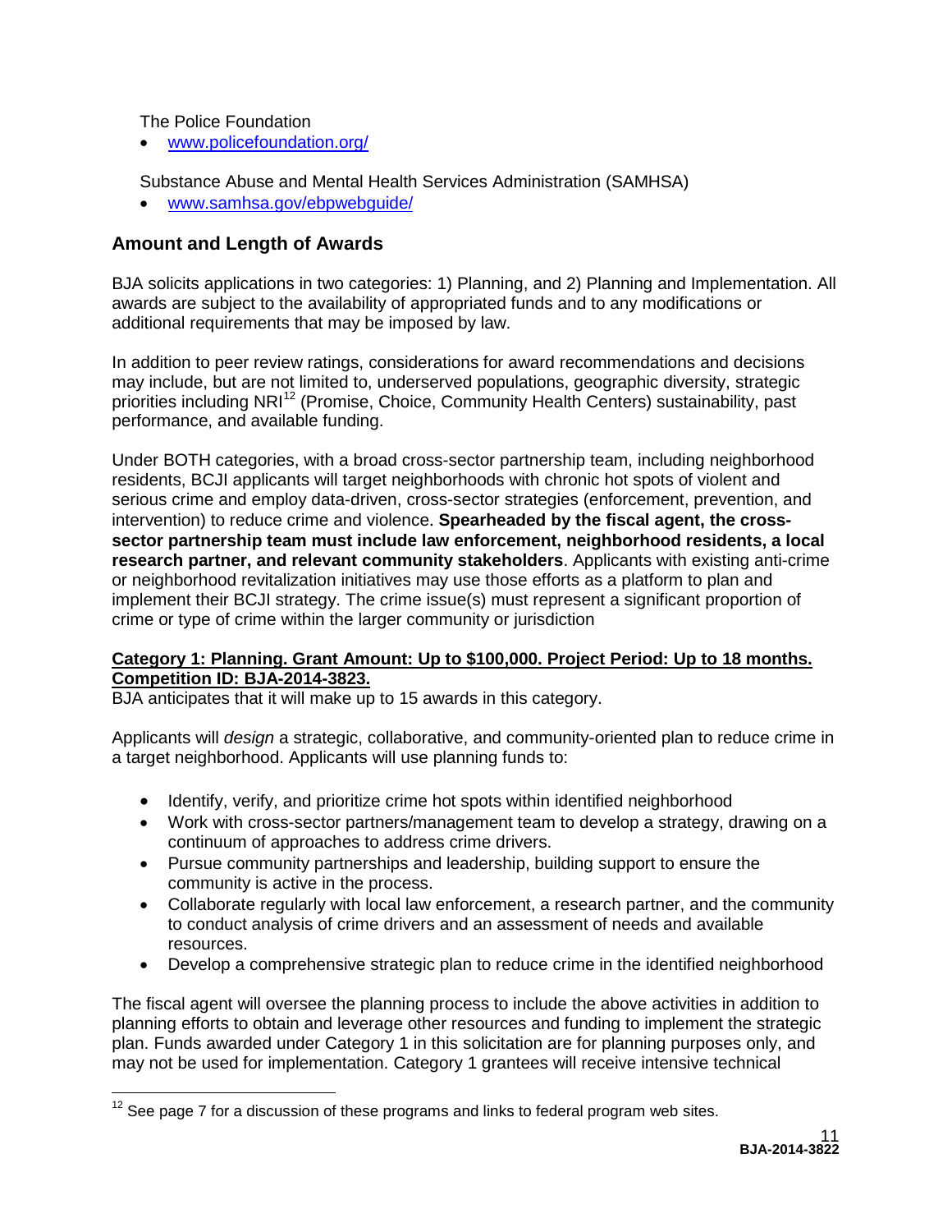The Police Foundation

- www.policefoundation.org/

Substance Abuse and Mental Health Services Administration (SAMHSA)

- www.samhsa.gov/ebpwebguide/

## Amount and Length of Awards

BJA solicits applications in two categories: 1) Planning, and 2) Planning and Implementation. All awards are subject to the availability of appropriated funds and to any modifications or additional requirements that may be imposed by law.

In addition to peer review ratings, considerations for award recommendations and decisions may include, but are not limited to, underserved populations, geographic diversity, strategic priorities including NRI[12] (Promise, Choice, Community Health Centers) sustainability, past performance, and available funding.

Under BOTH categories, with a broad cross-sector partnership team, including neighborhood residents, BCJI applicants will target neighborhoods with chronic hot spots of violent and serious crime and employ data-driven, cross-sector strategies (enforcement, prevention, and intervention) to reduce crime and violence. **Spearheaded by the fiscal agent, the cross-sector partnership team must include law enforcement, neighborhood residents, a local research partner, and relevant community stakeholders**. Applicants with existing anti-crime or neighborhood revitalization initiatives may use those efforts as a platform to plan and implement their BCJI strategy. The crime issue(s) must represent a significant proportion of crime or type of crime within the larger community or jurisdiction

**Category 1: Planning. Grant Amount: Up to $100,000. Project Period: Up to 18 months. Competition ID: BJA-2014-3823.**

BJA anticipates that it will make up to 15 awards in this category.

Applicants will *design* a strategic, collaborative, and community-oriented plan to reduce crime in a target neighborhood. Applicants will use planning funds to:

- Identify, verify, and prioritize crime hot spots within identified neighborhood
- Work with cross-sector partners/management team to develop a strategy, drawing on a continuum of approaches to address crime drivers.
- Pursue community partnerships and leadership, building support to ensure the community is active in the process.
- Collaborate regularly with local law enforcement, a research partner, and the community to conduct analysis of crime drivers and an assessment of needs and available resources.
- Develop a comprehensive strategic plan to reduce crime in the identified neighborhood

The fiscal agent will oversee the planning process to include the above activities in addition to planning efforts to obtain and leverage other resources and funding to implement the strategic plan. Funds awarded under Category 1 in this solicitation are for planning purposes only, and may not be used for implementation. Category 1 grantees will receive intensive technical

[12] See page 7 for a discussion of these programs and links to federal program web sites.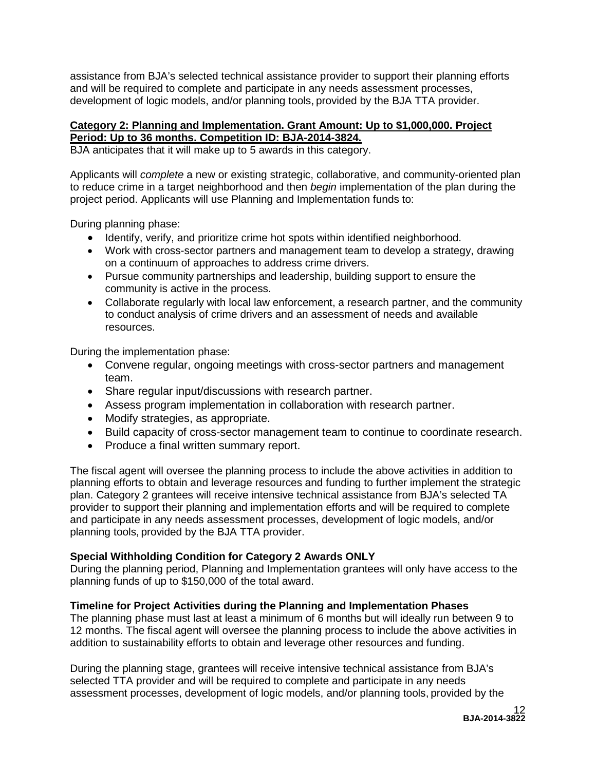assistance from BJA's selected technical assistance provider to support their planning efforts and will be required to complete and participate in any needs assessment processes, development of logic models, and/or planning tools, provided by the BJA TTA provider.

**Category 2: Planning and Implementation. Grant Amount: Up to $1,000,000. Project Period: Up to 36 months. Competition ID: BJA-2014-3824.**

BJA anticipates that it will make up to 5 awards in this category.

Applicants will *complete* a new or existing strategic, collaborative, and community-oriented plan to reduce crime in a target neighborhood and then *begin* implementation of the plan during the project period. Applicants will use Planning and Implementation funds to:

During planning phase:

- Identify, verify, and prioritize crime hot spots within identified neighborhood.
- Work with cross-sector partners and management team to develop a strategy, drawing on a continuum of approaches to address crime drivers.
- Pursue community partnerships and leadership, building support to ensure the community is active in the process.
- Collaborate regularly with local law enforcement, a research partner, and the community to conduct analysis of crime drivers and an assessment of needs and available resources.

During the implementation phase:

- Convene regular, ongoing meetings with cross-sector partners and management team.
- Share regular input/discussions with research partner.
- Assess program implementation in collaboration with research partner.
- Modify strategies, as appropriate.
- Build capacity of cross-sector management team to continue to coordinate research.
- Produce a final written summary report.

The fiscal agent will oversee the planning process to include the above activities in addition to planning efforts to obtain and leverage resources and funding to further implement the strategic plan. Category 2 grantees will receive intensive technical assistance from BJA's selected TA provider to support their planning and implementation efforts and will be required to complete and participate in any needs assessment processes, development of logic models, and/or planning tools, provided by the BJA TTA provider.

**Special Withholding Condition for Category 2 Awards ONLY**

During the planning period, Planning and Implementation grantees will only have access to the planning funds of up to $150,000 of the total award.

**Timeline for Project Activities during the Planning and Implementation Phases**

The planning phase must last at least a minimum of 6 months but will ideally run between 9 to 12 months. The fiscal agent will oversee the planning process to include the above activities in addition to sustainability efforts to obtain and leverage other resources and funding.

During the planning stage, grantees will receive intensive technical assistance from BJA's selected TTA provider and will be required to complete and participate in any needs assessment processes, development of logic models, and/or planning tools, provided by the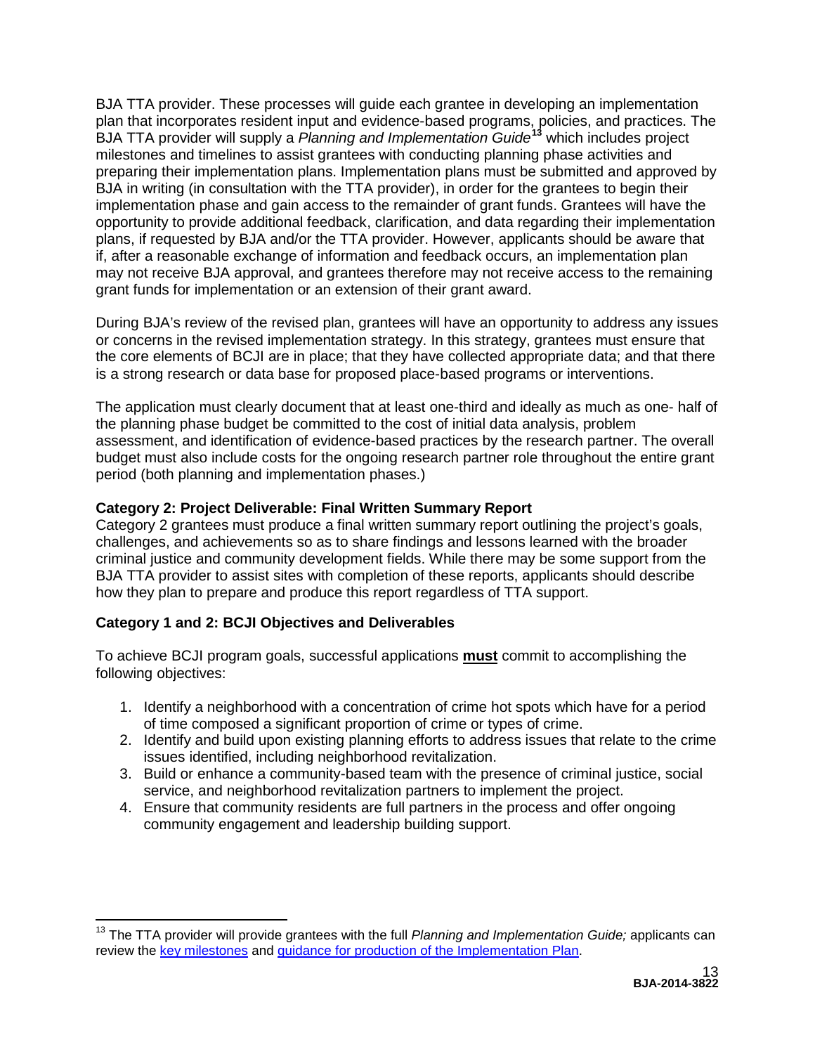BJA TTA provider. These processes will guide each grantee in developing an implementation plan that incorporates resident input and evidence-based programs, policies, and practices. The BJA TTA provider will supply a *Planning and Implementation Guide*[13] which includes project milestones and timelines to assist grantees with conducting planning phase activities and preparing their implementation plans. Implementation plans must be submitted and approved by BJA in writing (in consultation with the TTA provider), in order for the grantees to begin their implementation phase and gain access to the remainder of grant funds. Grantees will have the opportunity to provide additional feedback, clarification, and data regarding their implementation plans, if requested by BJA and/or the TTA provider. However, applicants should be aware that if, after a reasonable exchange of information and feedback occurs, an implementation plan may not receive BJA approval, and grantees therefore may not receive access to the remaining grant funds for implementation or an extension of their grant award.

During BJA's review of the revised plan, grantees will have an opportunity to address any issues or concerns in the revised implementation strategy. In this strategy, grantees must ensure that the core elements of BCJI are in place; that they have collected appropriate data; and that there is a strong research or data base for proposed place-based programs or interventions.

The application must clearly document that at least one-third and ideally as much as one- half of the planning phase budget be committed to the cost of initial data analysis, problem assessment, and identification of evidence-based practices by the research partner. The overall budget must also include costs for the ongoing research partner role throughout the entire grant period (both planning and implementation phases.)

**Category 2: Project Deliverable: Final Written Summary Report**

Category 2 grantees must produce a final written summary report outlining the project's goals, challenges, and achievements so as to share findings and lessons learned with the broader criminal justice and community development fields. While there may be some support from the BJA TTA provider to assist sites with completion of these reports, applicants should describe how they plan to prepare and produce this report regardless of TTA support.

**Category 1 and 2: BCJI Objectives and Deliverables**

To achieve BCJI program goals, successful applications **must** commit to accomplishing the following objectives:

1. Identify a neighborhood with a concentration of crime hot spots which have for a period of time composed a significant proportion of crime or types of crime.
2. Identify and build upon existing planning efforts to address issues that relate to the crime issues identified, including neighborhood revitalization.
3. Build or enhance a community-based team with the presence of criminal justice, social service, and neighborhood revitalization partners to implement the project.
4. Ensure that community residents are full partners in the process and offer ongoing community engagement and leadership building support.

[13] The TTA provider will provide grantees with the full *Planning and Implementation Guide;* applicants can review the key milestones and guidance for production of the Implementation Plan.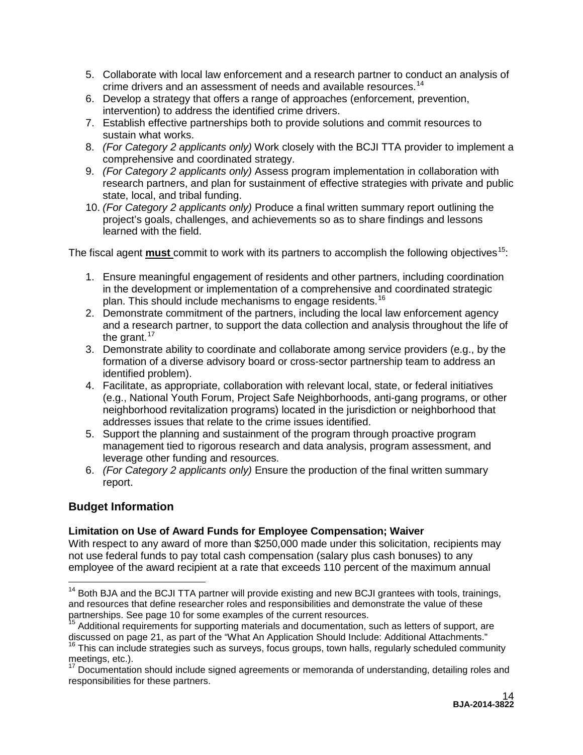5. Collaborate with local law enforcement and a research partner to conduct an analysis of crime drivers and an assessment of needs and available resources.[14]
6. Develop a strategy that offers a range of approaches (enforcement, prevention, intervention) to address the identified crime drivers.
7. Establish effective partnerships both to provide solutions and commit resources to sustain what works.
8. *(For Category 2 applicants only)* Work closely with the BCJI TTA provider to implement a comprehensive and coordinated strategy.
9. *(For Category 2 applicants only)* Assess program implementation in collaboration with research partners, and plan for sustainment of effective strategies with private and public state, local, and tribal funding.
10. *(For Category 2 applicants only)* Produce a final written summary report outlining the project's goals, challenges, and achievements so as to share findings and lessons learned with the field.

The fiscal agent **must** commit to work with its partners to accomplish the following objectives[15]:

1. Ensure meaningful engagement of residents and other partners, including coordination in the development or implementation of a comprehensive and coordinated strategic plan. This should include mechanisms to engage residents.[16]
2. Demonstrate commitment of the partners, including the local law enforcement agency and a research partner, to support the data collection and analysis throughout the life of the grant.[17]
3. Demonstrate ability to coordinate and collaborate among service providers (e.g., by the formation of a diverse advisory board or cross-sector partnership team to address an identified problem).
4. Facilitate, as appropriate, collaboration with relevant local, state, or federal initiatives (e.g., National Youth Forum, Project Safe Neighborhoods, anti-gang programs, or other neighborhood revitalization programs) located in the jurisdiction or neighborhood that addresses issues that relate to the crime issues identified.
5. Support the planning and sustainment of the program through proactive program management tied to rigorous research and data analysis, program assessment, and leverage other funding and resources.
6. *(For Category 2 applicants only)* Ensure the production of the final written summary report.

## Budget Information

**Limitation on Use of Award Funds for Employee Compensation; Waiver**

With respect to any award of more than $250,000 made under this solicitation, recipients may not use federal funds to pay total cash compensation (salary plus cash bonuses) to any employee of the award recipient at a rate that exceeds 110 percent of the maximum annual

---

[14] Both BJA and the BCJI TTA partner will provide existing and new BCJI grantees with tools, trainings, and resources that define researcher roles and responsibilities and demonstrate the value of these partnerships. See page 10 for some examples of the current resources.

[15] Additional requirements for supporting materials and documentation, such as letters of support, are discussed on page 21, as part of the "What An Application Should Include: Additional Attachments."

[16] This can include strategies such as surveys, focus groups, town halls, regularly scheduled community meetings, etc.).

[17] Documentation should include signed agreements or memoranda of understanding, detailing roles and responsibilities for these partners.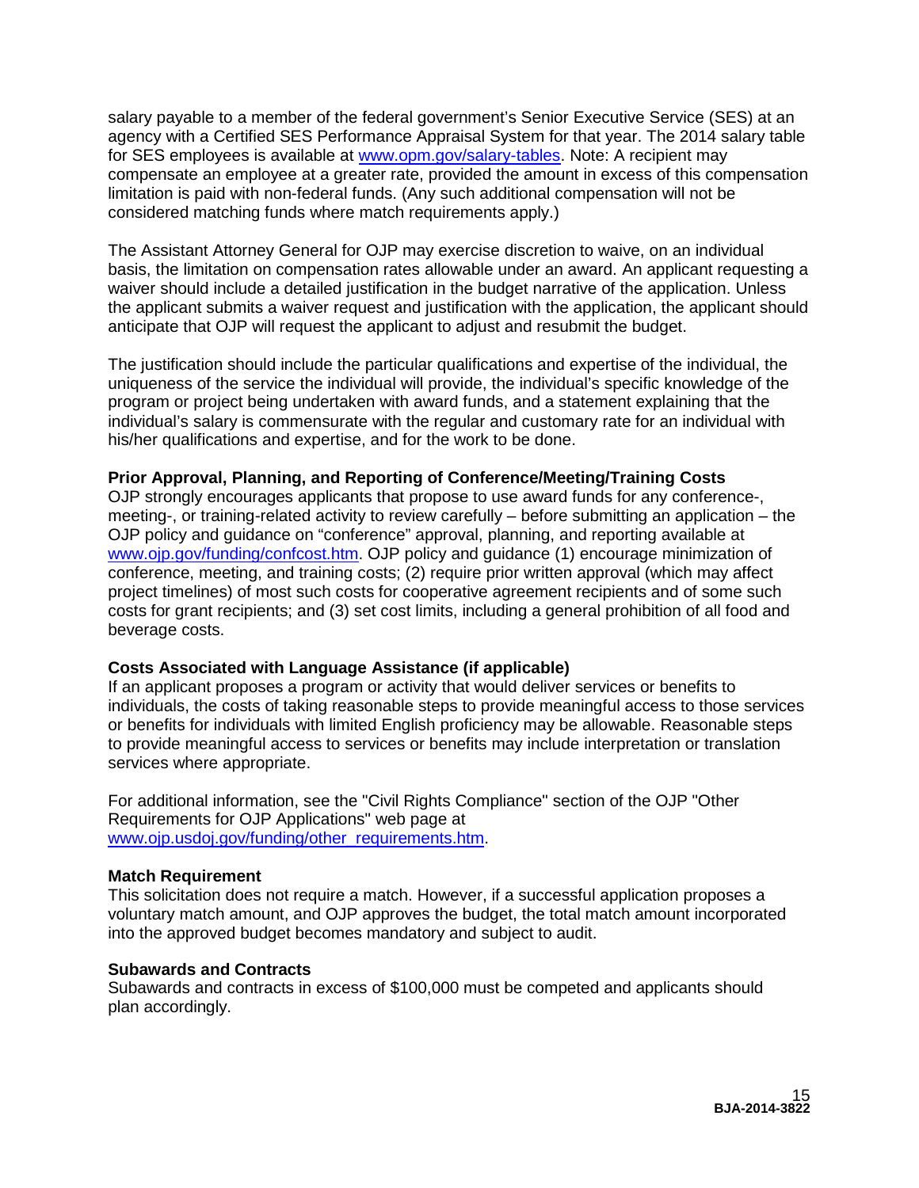salary payable to a member of the federal government's Senior Executive Service (SES) at an agency with a Certified SES Performance Appraisal System for that year. The 2014 salary table for SES employees is available at [www.opm.gov/salary-tables](www.opm.gov/salary-tables). Note: A recipient may compensate an employee at a greater rate, provided the amount in excess of this compensation limitation is paid with non-federal funds. (Any such additional compensation will not be considered matching funds where match requirements apply.)

The Assistant Attorney General for OJP may exercise discretion to waive, on an individual basis, the limitation on compensation rates allowable under an award. An applicant requesting a waiver should include a detailed justification in the budget narrative of the application. Unless the applicant submits a waiver request and justification with the application, the applicant should anticipate that OJP will request the applicant to adjust and resubmit the budget.

The justification should include the particular qualifications and expertise of the individual, the uniqueness of the service the individual will provide, the individual's specific knowledge of the program or project being undertaken with award funds, and a statement explaining that the individual's salary is commensurate with the regular and customary rate for an individual with his/her qualifications and expertise, and for the work to be done.

**Prior Approval, Planning, and Reporting of Conference/Meeting/Training Costs**
OJP strongly encourages applicants that propose to use award funds for any conference-, meeting-, or training-related activity to review carefully – before submitting an application – the OJP policy and guidance on "conference" approval, planning, and reporting available at [www.ojp.gov/funding/confcost.htm](www.ojp.gov/funding/confcost.htm). OJP policy and guidance (1) encourage minimization of conference, meeting, and training costs; (2) require prior written approval (which may affect project timelines) of most such costs for cooperative agreement recipients and of some such costs for grant recipients; and (3) set cost limits, including a general prohibition of all food and beverage costs.

**Costs Associated with Language Assistance (if applicable)**
If an applicant proposes a program or activity that would deliver services or benefits to individuals, the costs of taking reasonable steps to provide meaningful access to those services or benefits for individuals with limited English proficiency may be allowable. Reasonable steps to provide meaningful access to services or benefits may include interpretation or translation services where appropriate.

For additional information, see the "Civil Rights Compliance" section of the OJP "Other Requirements for OJP Applications" web page at [www.ojp.usdoj.gov/funding/other_requirements.htm](www.ojp.usdoj.gov/funding/other_requirements.htm).

**Match Requirement**
This solicitation does not require a match. However, if a successful application proposes a voluntary match amount, and OJP approves the budget, the total match amount incorporated into the approved budget becomes mandatory and subject to audit.

**Subawards and Contracts**
Subawards and contracts in excess of $100,000 must be competed and applicants should plan accordingly.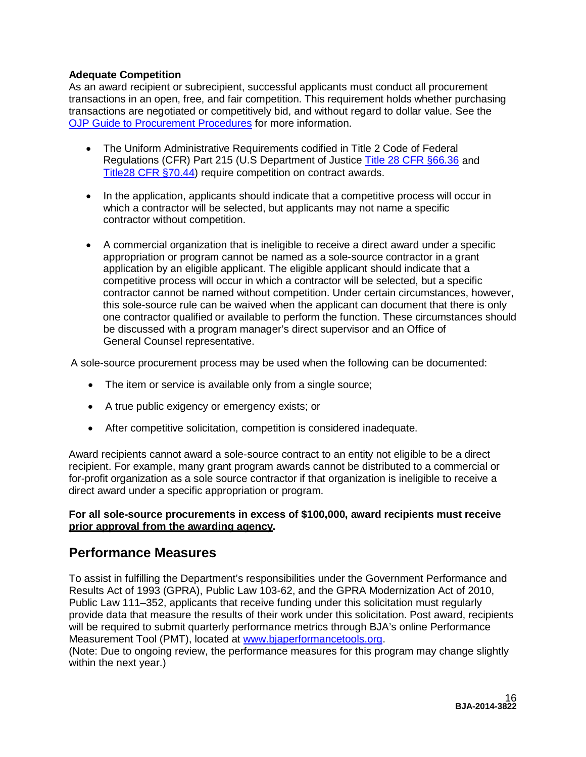**Adequate Competition**

As an award recipient or subrecipient, successful applicants must conduct all procurement transactions in an open, free, and fair competition. This requirement holds whether purchasing transactions are negotiated or competitively bid, and without regard to dollar value. See the [OJP Guide to Procurement Procedures]() for more information.

- The Uniform Administrative Requirements codified in Title 2 Code of Federal Regulations (CFR) Part 215 (U.S Department of Justice [Title 28 CFR §66.36]() and [Title28 CFR §70.44]()) require competition on contract awards.

- In the application, applicants should indicate that a competitive process will occur in which a contractor will be selected, but applicants may not name a specific contractor without competition.

- A commercial organization that is ineligible to receive a direct award under a specific appropriation or program cannot be named as a sole-source contractor in a grant application by an eligible applicant. The eligible applicant should indicate that a competitive process will occur in which a contractor will be selected, but a specific contractor cannot be named without competition. Under certain circumstances, however, this sole-source rule can be waived when the applicant can document that there is only one contractor qualified or available to perform the function. These circumstances should be discussed with a program manager's direct supervisor and an Office of General Counsel representative.

A sole-source procurement process may be used when the following can be documented:

- The item or service is available only from a single source;
- A true public exigency or emergency exists; or
- After competitive solicitation, competition is considered inadequate.

Award recipients cannot award a sole-source contract to an entity not eligible to be a direct recipient. For example, many grant program awards cannot be distributed to a commercial or for-profit organization as a sole source contractor if that organization is ineligible to receive a direct award under a specific appropriation or program.

**For all sole-source procurements in excess of $100,000, award recipients must receive <u>prior approval from the awarding agency</u>.**

## Performance Measures

To assist in fulfilling the Department's responsibilities under the Government Performance and Results Act of 1993 (GPRA), Public Law 103-62, and the GPRA Modernization Act of 2010, Public Law 111–352, applicants that receive funding under this solicitation must regularly provide data that measure the results of their work under this solicitation. Post award, recipients will be required to submit quarterly performance metrics through BJA's online Performance Measurement Tool (PMT), located at [www.bjaperformancetools.org](http://www.bjaperformancetools.org).
(Note: Due to ongoing review, the performance measures for this program may change slightly within the next year.)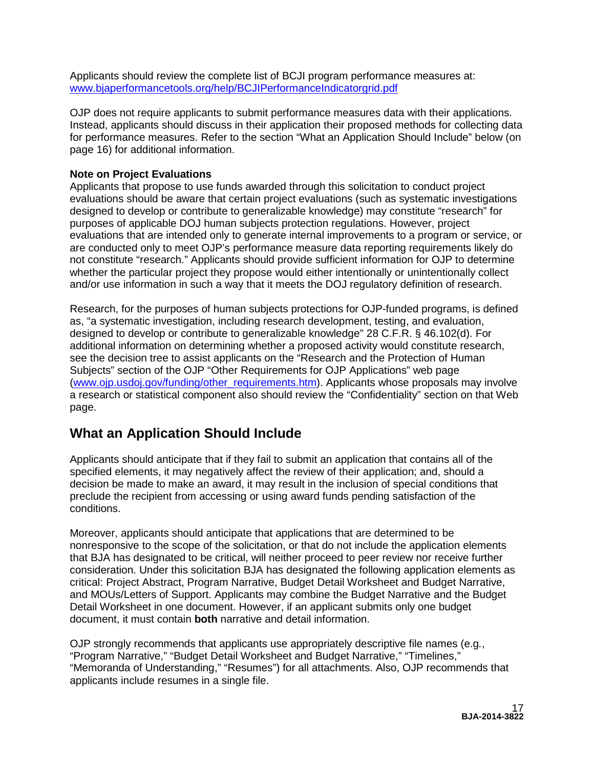Applicants should review the complete list of BCJI program performance measures at: [www.bjaperformancetools.org/help/BCJIPerformanceIndicatorgrid.pdf](http://www.bjaperformancetools.org/help/BCJIPerformanceIndicatorgrid.pdf)

OJP does not require applicants to submit performance measures data with their applications. Instead, applicants should discuss in their application their proposed methods for collecting data for performance measures. Refer to the section "What an Application Should Include" below (on page 16) for additional information.

**Note on Project Evaluations**
Applicants that propose to use funds awarded through this solicitation to conduct project evaluations should be aware that certain project evaluations (such as systematic investigations designed to develop or contribute to generalizable knowledge) may constitute "research" for purposes of applicable DOJ human subjects protection regulations. However, project evaluations that are intended only to generate internal improvements to a program or service, or are conducted only to meet OJP's performance measure data reporting requirements likely do not constitute "research." Applicants should provide sufficient information for OJP to determine whether the particular project they propose would either intentionally or unintentionally collect and/or use information in such a way that it meets the DOJ regulatory definition of research.

Research, for the purposes of human subjects protections for OJP-funded programs, is defined as, "a systematic investigation, including research development, testing, and evaluation, designed to develop or contribute to generalizable knowledge" 28 C.F.R. § 46.102(d). For additional information on determining whether a proposed activity would constitute research, see the decision tree to assist applicants on the "Research and the Protection of Human Subjects" section of the OJP "Other Requirements for OJP Applications" web page ([www.ojp.usdoj.gov/funding/other_requirements.htm](http://www.ojp.usdoj.gov/funding/other_requirements.htm)). Applicants whose proposals may involve a research or statistical component also should review the "Confidentiality" section on that Web page.

## What an Application Should Include

Applicants should anticipate that if they fail to submit an application that contains all of the specified elements, it may negatively affect the review of their application; and, should a decision be made to make an award, it may result in the inclusion of special conditions that preclude the recipient from accessing or using award funds pending satisfaction of the conditions.

Moreover, applicants should anticipate that applications that are determined to be nonresponsive to the scope of the solicitation, or that do not include the application elements that BJA has designated to be critical, will neither proceed to peer review nor receive further consideration. Under this solicitation BJA has designated the following application elements as critical: Project Abstract, Program Narrative, Budget Detail Worksheet and Budget Narrative, and MOUs/Letters of Support. Applicants may combine the Budget Narrative and the Budget Detail Worksheet in one document. However, if an applicant submits only one budget document, it must contain **both** narrative and detail information.

OJP strongly recommends that applicants use appropriately descriptive file names (e.g., "Program Narrative," "Budget Detail Worksheet and Budget Narrative," "Timelines," "Memoranda of Understanding," "Resumes") for all attachments. Also, OJP recommends that applicants include resumes in a single file.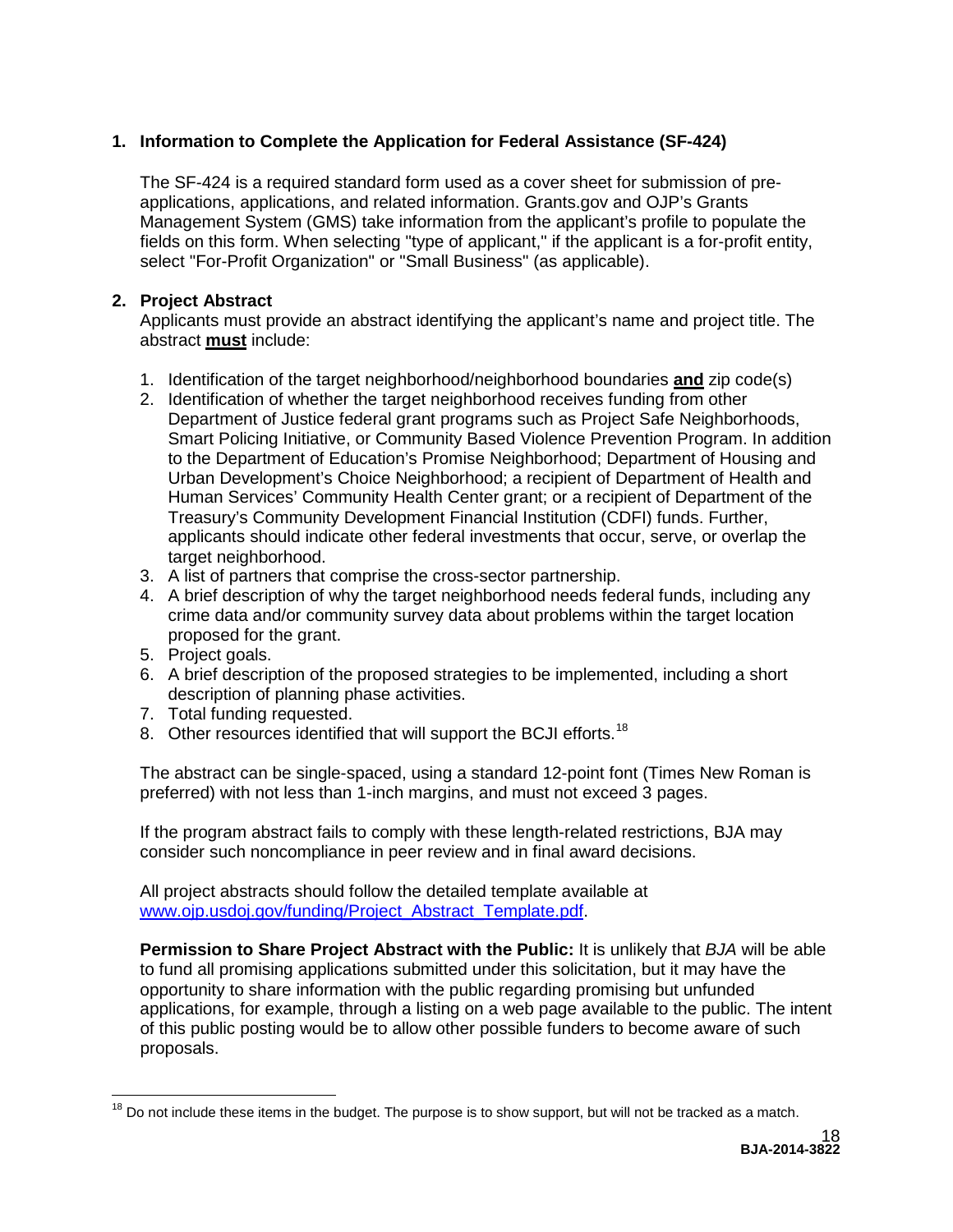1. **Information to Complete the Application for Federal Assistance (SF-424)**

   The SF-424 is a required standard form used as a cover sheet for submission of pre-applications, applications, and related information. Grants.gov and OJP's Grants Management System (GMS) take information from the applicant's profile to populate the fields on this form. When selecting "type of applicant," if the applicant is a for-profit entity, select "For-Profit Organization" or "Small Business" (as applicable).

2. **Project Abstract**

   Applicants must provide an abstract identifying the applicant's name and project title. The abstract **must** include:

   1. Identification of the target neighborhood/neighborhood boundaries **and** zip code(s)
   2. Identification of whether the target neighborhood receives funding from other Department of Justice federal grant programs such as Project Safe Neighborhoods, Smart Policing Initiative, or Community Based Violence Prevention Program. In addition to the Department of Education's Promise Neighborhood; Department of Housing and Urban Development's Choice Neighborhood; a recipient of Department of Health and Human Services' Community Health Center grant; or a recipient of Department of the Treasury's Community Development Financial Institution (CDFI) funds. Further, applicants should indicate other federal investments that occur, serve, or overlap the target neighborhood.
   3. A list of partners that comprise the cross-sector partnership.
   4. A brief description of why the target neighborhood needs federal funds, including any crime data and/or community survey data about problems within the target location proposed for the grant.
   5. Project goals.
   6. A brief description of the proposed strategies to be implemented, including a short description of planning phase activities.
   7. Total funding requested.
   8. Other resources identified that will support the BCJI efforts.[18]

   The abstract can be single-spaced, using a standard 12-point font (Times New Roman is preferred) with not less than 1-inch margins, and must not exceed 3 pages.

   If the program abstract fails to comply with these length-related restrictions, BJA may consider such noncompliance in peer review and in final award decisions.

   All project abstracts should follow the detailed template available at www.ojp.usdoj.gov/funding/Project_Abstract_Template.pdf.

   **Permission to Share Project Abstract with the Public:** It is unlikely that *BJA* will be able to fund all promising applications submitted under this solicitation, but it may have the opportunity to share information with the public regarding promising but unfunded applications, for example, through a listing on a web page available to the public. The intent of this public posting would be to allow other possible funders to become aware of such proposals.

[18] Do not include these items in the budget. The purpose is to show support, but will not be tracked as a match.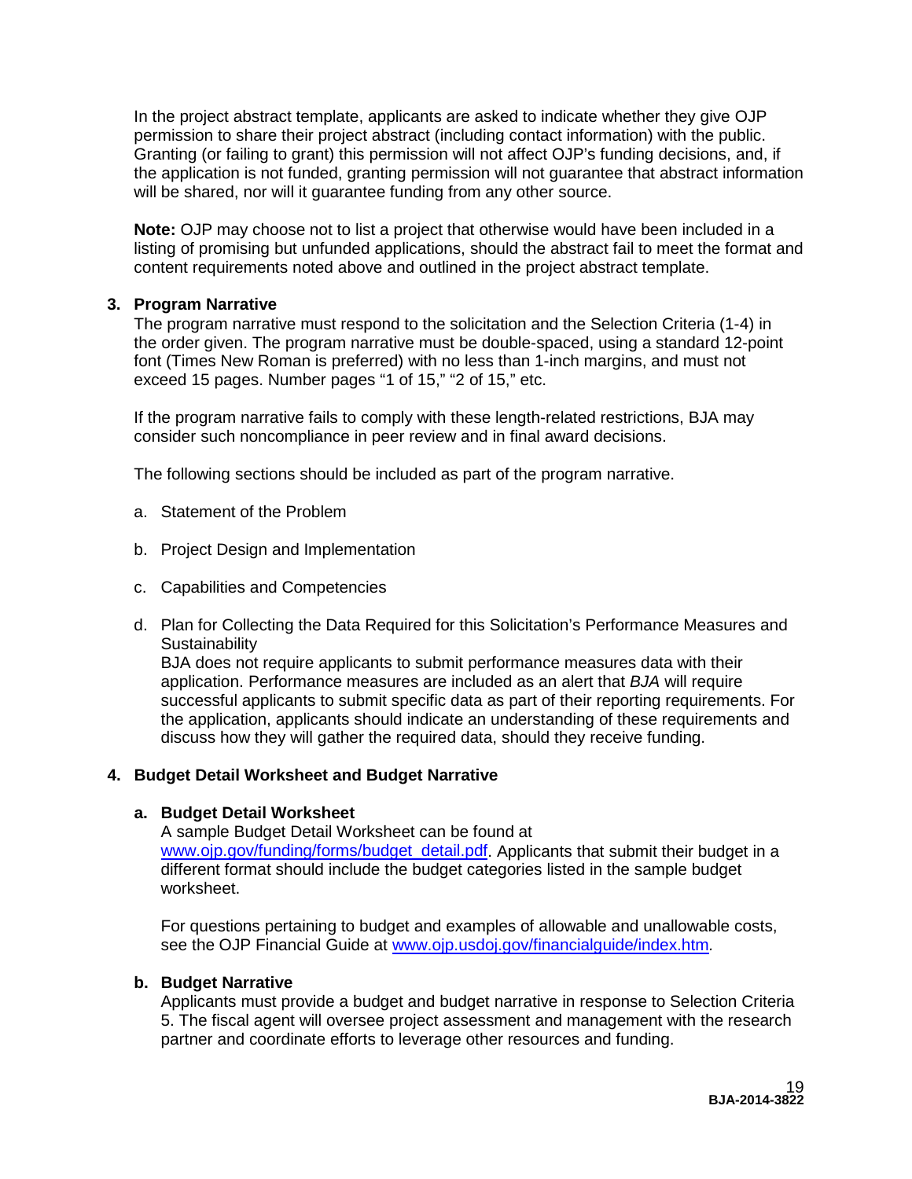In the project abstract template, applicants are asked to indicate whether they give OJP permission to share their project abstract (including contact information) with the public. Granting (or failing to grant) this permission will not affect OJP's funding decisions, and, if the application is not funded, granting permission will not guarantee that abstract information will be shared, nor will it guarantee funding from any other source.

**Note:** OJP may choose not to list a project that otherwise would have been included in a listing of promising but unfunded applications, should the abstract fail to meet the format and content requirements noted above and outlined in the project abstract template.

**3. Program Narrative**

The program narrative must respond to the solicitation and the Selection Criteria (1-4) in the order given. The program narrative must be double-spaced, using a standard 12-point font (Times New Roman is preferred) with no less than 1-inch margins, and must not exceed 15 pages. Number pages "1 of 15," "2 of 15," etc.

If the program narrative fails to comply with these length-related restrictions, BJA may consider such noncompliance in peer review and in final award decisions.

The following sections should be included as part of the program narrative.

a. Statement of the Problem

b. Project Design and Implementation

c. Capabilities and Competencies

d. Plan for Collecting the Data Required for this Solicitation's Performance Measures and Sustainability
   BJA does not require applicants to submit performance measures data with their application. Performance measures are included as an alert that *BJA* will require successful applicants to submit specific data as part of their reporting requirements. For the application, applicants should indicate an understanding of these requirements and discuss how they will gather the required data, should they receive funding.

**4. Budget Detail Worksheet and Budget Narrative**

**a. Budget Detail Worksheet**

A sample Budget Detail Worksheet can be found at www.ojp.gov/funding/forms/budget_detail.pdf. Applicants that submit their budget in a different format should include the budget categories listed in the sample budget worksheet.

For questions pertaining to budget and examples of allowable and unallowable costs, see the OJP Financial Guide at www.ojp.usdoj.gov/financialguide/index.htm.

**b. Budget Narrative**

Applicants must provide a budget and budget narrative in response to Selection Criteria 5. The fiscal agent will oversee project assessment and management with the research partner and coordinate efforts to leverage other resources and funding.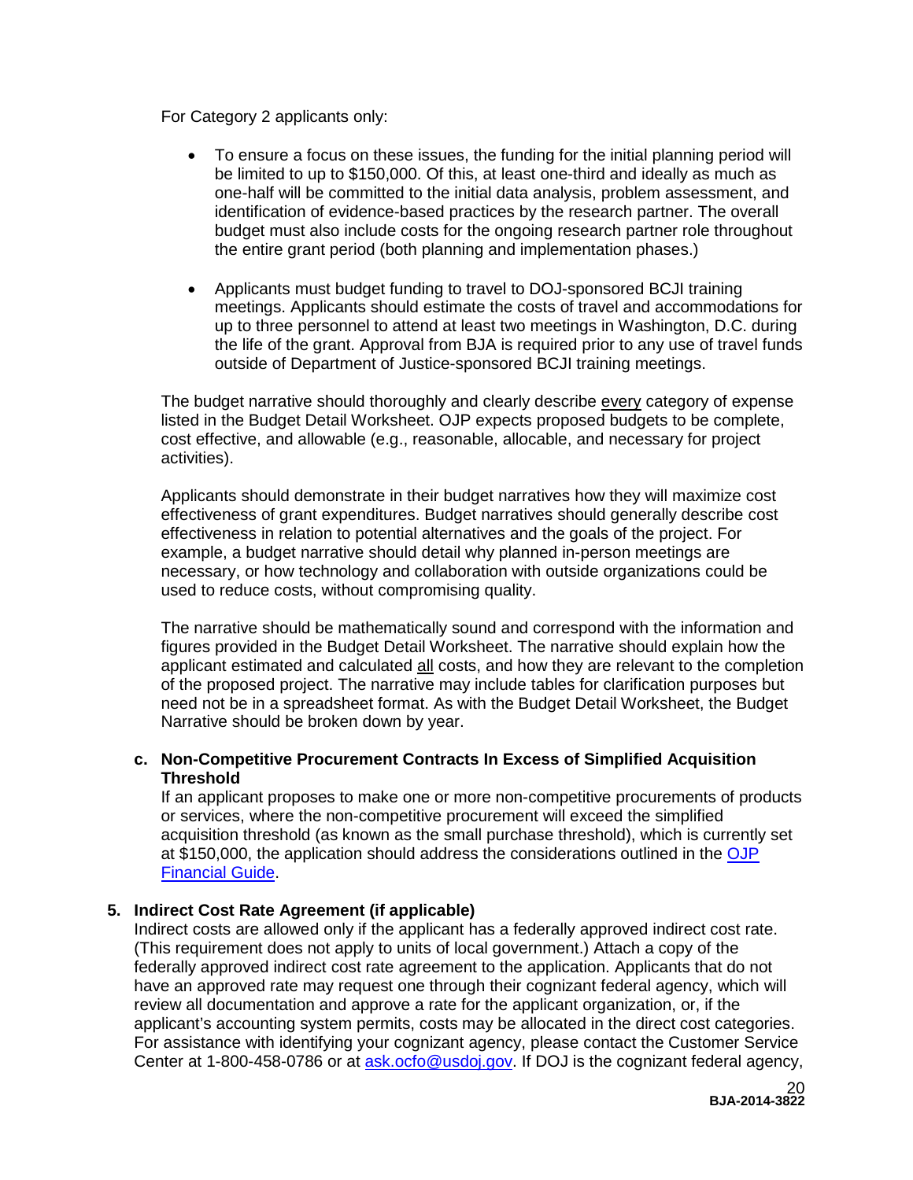For Category 2 applicants only:

- To ensure a focus on these issues, the funding for the initial planning period will be limited to up to $150,000. Of this, at least one-third and ideally as much as one-half will be committed to the initial data analysis, problem assessment, and identification of evidence-based practices by the research partner. The overall budget must also include costs for the ongoing research partner role throughout the entire grant period (both planning and implementation phases.)
- Applicants must budget funding to travel to DOJ-sponsored BCJI training meetings. Applicants should estimate the costs of travel and accommodations for up to three personnel to attend at least two meetings in Washington, D.C. during the life of the grant. Approval from BJA is required prior to any use of travel funds outside of Department of Justice-sponsored BCJI training meetings.

The budget narrative should thoroughly and clearly describe every category of expense listed in the Budget Detail Worksheet. OJP expects proposed budgets to be complete, cost effective, and allowable (e.g., reasonable, allocable, and necessary for project activities).

Applicants should demonstrate in their budget narratives how they will maximize cost effectiveness of grant expenditures. Budget narratives should generally describe cost effectiveness in relation to potential alternatives and the goals of the project. For example, a budget narrative should detail why planned in-person meetings are necessary, or how technology and collaboration with outside organizations could be used to reduce costs, without compromising quality.

The narrative should be mathematically sound and correspond with the information and figures provided in the Budget Detail Worksheet. The narrative should explain how the applicant estimated and calculated all costs, and how they are relevant to the completion of the proposed project. The narrative may include tables for clarification purposes but need not be in a spreadsheet format. As with the Budget Detail Worksheet, the Budget Narrative should be broken down by year.

**c. Non-Competitive Procurement Contracts In Excess of Simplified Acquisition Threshold**

If an applicant proposes to make one or more non-competitive procurements of products or services, where the non-competitive procurement will exceed the simplified acquisition threshold (as known as the small purchase threshold), which is currently set at $150,000, the application should address the considerations outlined in the [OJP Financial Guide](OJP Financial Guide).

**5. Indirect Cost Rate Agreement (if applicable)**

Indirect costs are allowed only if the applicant has a federally approved indirect cost rate. (This requirement does not apply to units of local government.) Attach a copy of the federally approved indirect cost rate agreement to the application. Applicants that do not have an approved rate may request one through their cognizant federal agency, which will review all documentation and approve a rate for the applicant organization, or, if the applicant's accounting system permits, costs may be allocated in the direct cost categories. For assistance with identifying your cognizant agency, please contact the Customer Service Center at 1-800-458-0786 or at ask.ocfo@usdoj.gov. If DOJ is the cognizant federal agency,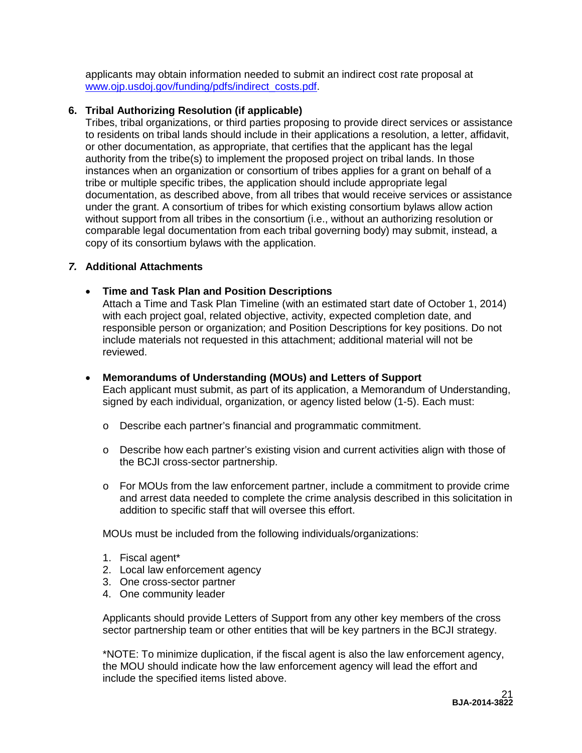applicants may obtain information needed to submit an indirect cost rate proposal at [www.ojp.usdoj.gov/funding/pdfs/indirect_costs.pdf](www.ojp.usdoj.gov/funding/pdfs/indirect_costs.pdf).

**6. Tribal Authorizing Resolution (if applicable)**

Tribes, tribal organizations, or third parties proposing to provide direct services or assistance to residents on tribal lands should include in their applications a resolution, a letter, affidavit, or other documentation, as appropriate, that certifies that the applicant has the legal authority from the tribe(s) to implement the proposed project on tribal lands. In those instances when an organization or consortium of tribes applies for a grant on behalf of a tribe or multiple specific tribes, the application should include appropriate legal documentation, as described above, from all tribes that would receive services or assistance under the grant. A consortium of tribes for which existing consortium bylaws allow action without support from all tribes in the consortium (i.e., without an authorizing resolution or comparable legal documentation from each tribal governing body) may submit, instead, a copy of its consortium bylaws with the application.

***7.* Additional Attachments**

- **Time and Task Plan and Position Descriptions**
  Attach a Time and Task Plan Timeline (with an estimated start date of October 1, 2014) with each project goal, related objective, activity, expected completion date, and responsible person or organization; and Position Descriptions for key positions. Do not include materials not requested in this attachment; additional material will not be reviewed.

- **Memorandums of Understanding (MOUs) and Letters of Support**
  Each applicant must submit, as part of its application, a Memorandum of Understanding, signed by each individual, organization, or agency listed below (1-5). Each must:

  - Describe each partner's financial and programmatic commitment.
  - Describe how each partner's existing vision and current activities align with those of the BCJI cross-sector partnership.
  - For MOUs from the law enforcement partner, include a commitment to provide crime and arrest data needed to complete the crime analysis described in this solicitation in addition to specific staff that will oversee this effort.

  MOUs must be included from the following individuals/organizations:

  1. Fiscal agent*
  2. Local law enforcement agency
  3. One cross-sector partner
  4. One community leader

  Applicants should provide Letters of Support from any other key members of the cross sector partnership team or other entities that will be key partners in the BCJI strategy.

  *NOTE: To minimize duplication, if the fiscal agent is also the law enforcement agency, the MOU should indicate how the law enforcement agency will lead the effort and include the specified items listed above.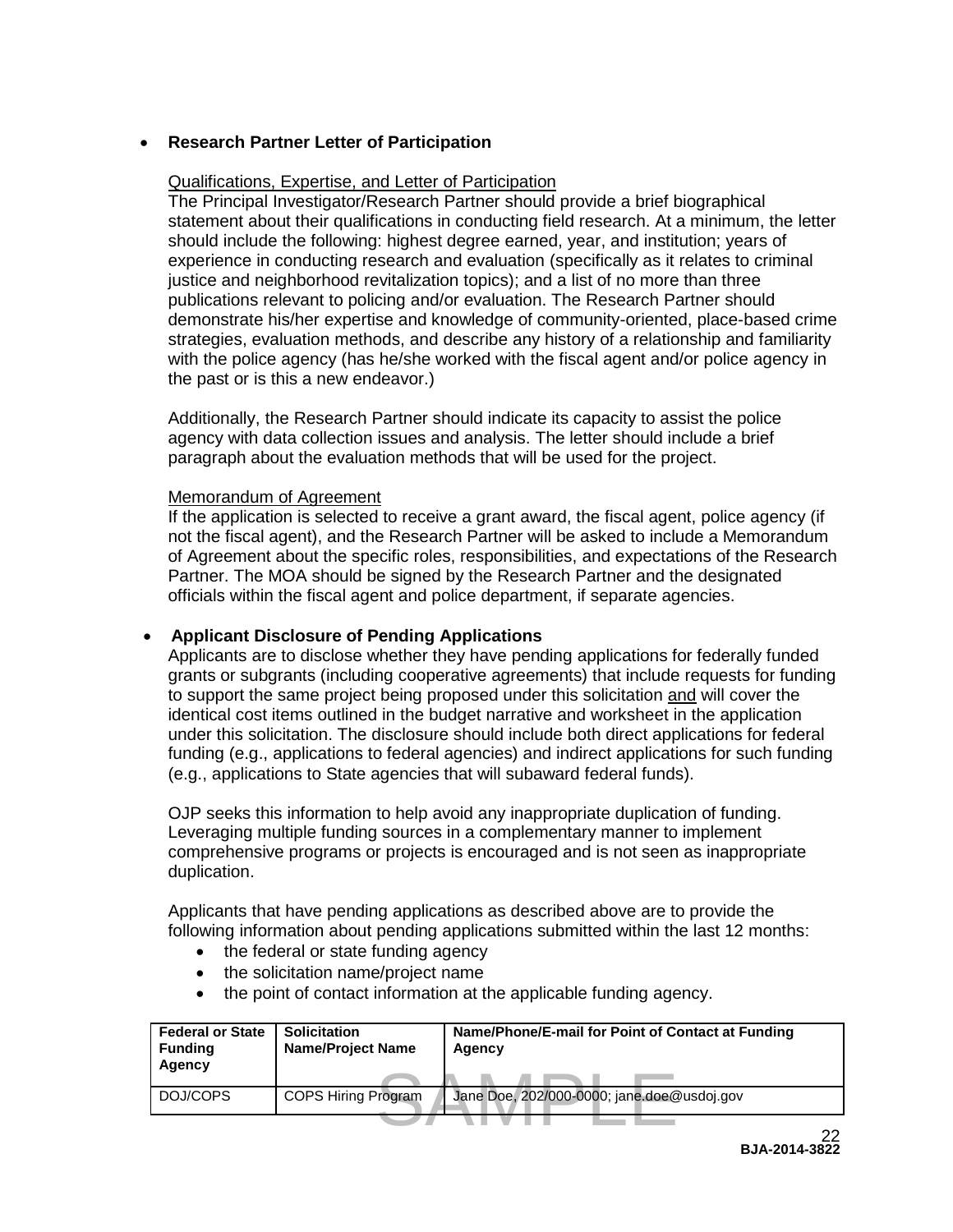- **Research Partner Letter of Participation**

  Qualifications, Expertise, and Letter of Participation
  The Principal Investigator/Research Partner should provide a brief biographical statement about their qualifications in conducting field research. At a minimum, the letter should include the following: highest degree earned, year, and institution; years of experience in conducting research and evaluation (specifically as it relates to criminal justice and neighborhood revitalization topics); and a list of no more than three publications relevant to policing and/or evaluation. The Research Partner should demonstrate his/her expertise and knowledge of community-oriented, place-based crime strategies, evaluation methods, and describe any history of a relationship and familiarity with the police agency (has he/she worked with the fiscal agent and/or police agency in the past or is this a new endeavor.)

  Additionally, the Research Partner should indicate its capacity to assist the police agency with data collection issues and analysis. The letter should include a brief paragraph about the evaluation methods that will be used for the project.

  Memorandum of Agreement
  If the application is selected to receive a grant award, the fiscal agent, police agency (if not the fiscal agent), and the Research Partner will be asked to include a Memorandum of Agreement about the specific roles, responsibilities, and expectations of the Research Partner. The MOA should be signed by the Research Partner and the designated officials within the fiscal agent and police department, if separate agencies.

- **Applicant Disclosure of Pending Applications**
  Applicants are to disclose whether they have pending applications for federally funded grants or subgrants (including cooperative agreements) that include requests for funding to support the same project being proposed under this solicitation and will cover the identical cost items outlined in the budget narrative and worksheet in the application under this solicitation. The disclosure should include both direct applications for federal funding (e.g., applications to federal agencies) and indirect applications for such funding (e.g., applications to State agencies that will subaward federal funds).

  OJP seeks this information to help avoid any inappropriate duplication of funding. Leveraging multiple funding sources in a complementary manner to implement comprehensive programs or projects is encouraged and is not seen as inappropriate duplication.

  Applicants that have pending applications as described above are to provide the following information about pending applications submitted within the last 12 months:
  - the federal or state funding agency
  - the solicitation name/project name
  - the point of contact information at the applicable funding agency.

| Federal or State Funding Agency | Solicitation Name/Project Name | Name/Phone/E-mail for Point of Contact at Funding Agency |
|---|---|---|
| DOJ/COPS | COPS Hiring Program | Jane Doe, 202/000-0000; jane.doe@usdoj.gov |

SAMPLE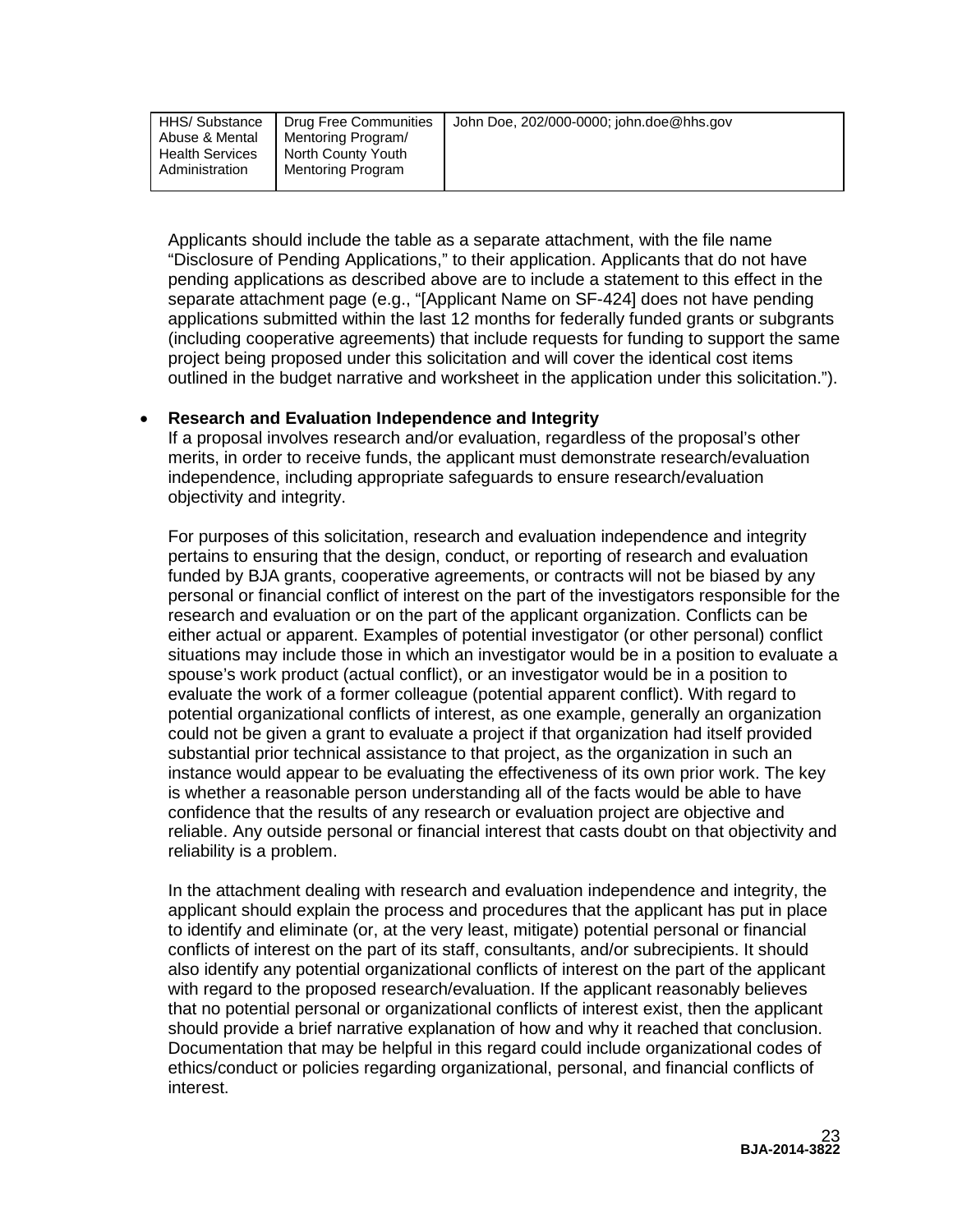| HHS/ Substance Abuse & Mental Health Services Administration | Drug Free Communities Mentoring Program/ North County Youth Mentoring Program | John Doe, 202/000-0000; john.doe@hhs.gov |
|---|---|---|

Applicants should include the table as a separate attachment, with the file name "Disclosure of Pending Applications," to their application. Applicants that do not have pending applications as described above are to include a statement to this effect in the separate attachment page (e.g., "[Applicant Name on SF-424] does not have pending applications submitted within the last 12 months for federally funded grants or subgrants (including cooperative agreements) that include requests for funding to support the same project being proposed under this solicitation and will cover the identical cost items outlined in the budget narrative and worksheet in the application under this solicitation.").

- **Research and Evaluation Independence and Integrity**
  If a proposal involves research and/or evaluation, regardless of the proposal's other merits, in order to receive funds, the applicant must demonstrate research/evaluation independence, including appropriate safeguards to ensure research/evaluation objectivity and integrity.

  For purposes of this solicitation, research and evaluation independence and integrity pertains to ensuring that the design, conduct, or reporting of research and evaluation funded by BJA grants, cooperative agreements, or contracts will not be biased by any personal or financial conflict of interest on the part of the investigators responsible for the research and evaluation or on the part of the applicant organization. Conflicts can be either actual or apparent. Examples of potential investigator (or other personal) conflict situations may include those in which an investigator would be in a position to evaluate a spouse's work product (actual conflict), or an investigator would be in a position to evaluate the work of a former colleague (potential apparent conflict). With regard to potential organizational conflicts of interest, as one example, generally an organization could not be given a grant to evaluate a project if that organization had itself provided substantial prior technical assistance to that project, as the organization in such an instance would appear to be evaluating the effectiveness of its own prior work. The key is whether a reasonable person understanding all of the facts would be able to have confidence that the results of any research or evaluation project are objective and reliable. Any outside personal or financial interest that casts doubt on that objectivity and reliability is a problem.

  In the attachment dealing with research and evaluation independence and integrity, the applicant should explain the process and procedures that the applicant has put in place to identify and eliminate (or, at the very least, mitigate) potential personal or financial conflicts of interest on the part of its staff, consultants, and/or subrecipients. It should also identify any potential organizational conflicts of interest on the part of the applicant with regard to the proposed research/evaluation. If the applicant reasonably believes that no potential personal or organizational conflicts of interest exist, then the applicant should provide a brief narrative explanation of how and why it reached that conclusion. Documentation that may be helpful in this regard could include organizational codes of ethics/conduct or policies regarding organizational, personal, and financial conflicts of interest.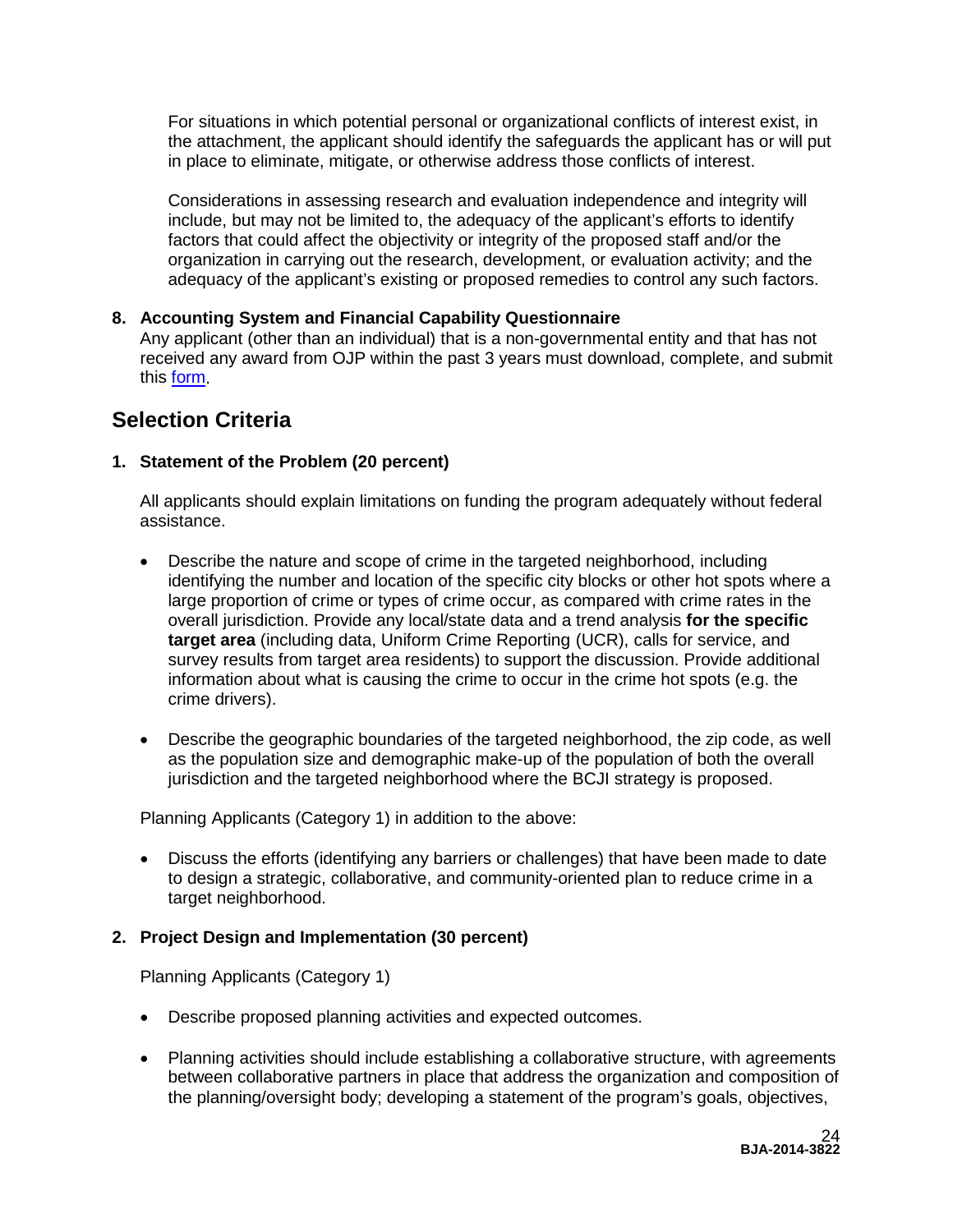For situations in which potential personal or organizational conflicts of interest exist, in the attachment, the applicant should identify the safeguards the applicant has or will put in place to eliminate, mitigate, or otherwise address those conflicts of interest.

Considerations in assessing research and evaluation independence and integrity will include, but may not be limited to, the adequacy of the applicant's efforts to identify factors that could affect the objectivity or integrity of the proposed staff and/or the organization in carrying out the research, development, or evaluation activity; and the adequacy of the applicant's existing or proposed remedies to control any such factors.

**8. Accounting System and Financial Capability Questionnaire**
Any applicant (other than an individual) that is a non-governmental entity and that has not received any award from OJP within the past 3 years must download, complete, and submit this form.

## Selection Criteria

**1. Statement of the Problem (20 percent)**

All applicants should explain limitations on funding the program adequately without federal assistance.

- Describe the nature and scope of crime in the targeted neighborhood, including identifying the number and location of the specific city blocks or other hot spots where a large proportion of crime or types of crime occur, as compared with crime rates in the overall jurisdiction. Provide any local/state data and a trend analysis **for the specific target area** (including data, Uniform Crime Reporting (UCR), calls for service, and survey results from target area residents) to support the discussion. Provide additional information about what is causing the crime to occur in the crime hot spots (e.g. the crime drivers).

- Describe the geographic boundaries of the targeted neighborhood, the zip code, as well as the population size and demographic make-up of the population of both the overall jurisdiction and the targeted neighborhood where the BCJI strategy is proposed.

Planning Applicants (Category 1) in addition to the above:

- Discuss the efforts (identifying any barriers or challenges) that have been made to date to design a strategic, collaborative, and community-oriented plan to reduce crime in a target neighborhood.

**2. Project Design and Implementation (30 percent)**

Planning Applicants (Category 1)

- Describe proposed planning activities and expected outcomes.

- Planning activities should include establishing a collaborative structure, with agreements between collaborative partners in place that address the organization and composition of the planning/oversight body; developing a statement of the program's goals, objectives,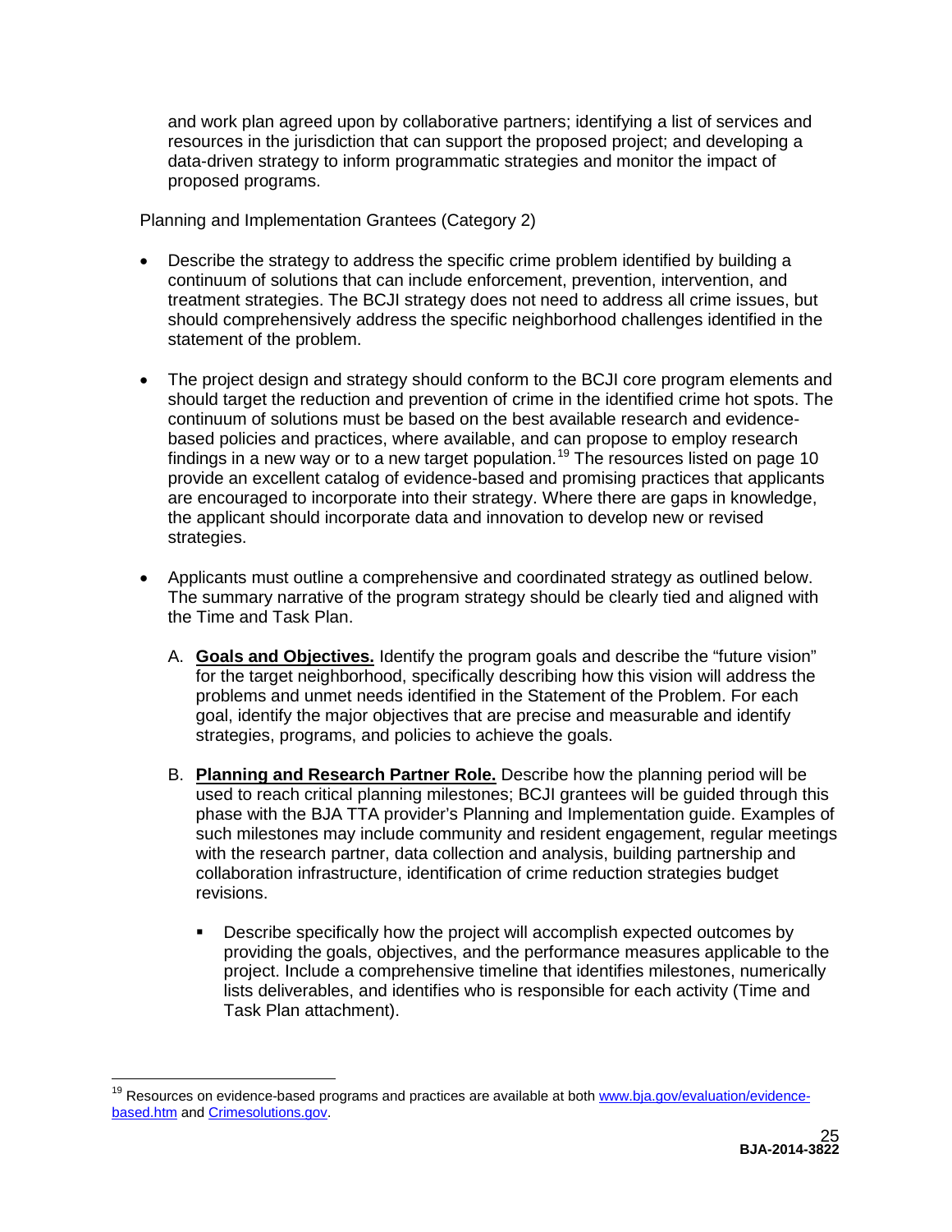and work plan agreed upon by collaborative partners; identifying a list of services and resources in the jurisdiction that can support the proposed project; and developing a data-driven strategy to inform programmatic strategies and monitor the impact of proposed programs.

Planning and Implementation Grantees (Category 2)

- Describe the strategy to address the specific crime problem identified by building a continuum of solutions that can include enforcement, prevention, intervention, and treatment strategies. The BCJI strategy does not need to address all crime issues, but should comprehensively address the specific neighborhood challenges identified in the statement of the problem.

- The project design and strategy should conform to the BCJI core program elements and should target the reduction and prevention of crime in the identified crime hot spots. The continuum of solutions must be based on the best available research and evidence-based policies and practices, where available, and can propose to employ research findings in a new way or to a new target population.[19] The resources listed on page 10 provide an excellent catalog of evidence-based and promising practices that applicants are encouraged to incorporate into their strategy. Where there are gaps in knowledge, the applicant should incorporate data and innovation to develop new or revised strategies.

- Applicants must outline a comprehensive and coordinated strategy as outlined below. The summary narrative of the program strategy should be clearly tied and aligned with the Time and Task Plan.

  A. **Goals and Objectives.** Identify the program goals and describe the "future vision" for the target neighborhood, specifically describing how this vision will address the problems and unmet needs identified in the Statement of the Problem. For each goal, identify the major objectives that are precise and measurable and identify strategies, programs, and policies to achieve the goals.

  B. **Planning and Research Partner Role.** Describe how the planning period will be used to reach critical planning milestones; BCJI grantees will be guided through this phase with the BJA TTA provider's Planning and Implementation guide. Examples of such milestones may include community and resident engagement, regular meetings with the research partner, data collection and analysis, building partnership and collaboration infrastructure, identification of crime reduction strategies budget revisions.

     - Describe specifically how the project will accomplish expected outcomes by providing the goals, objectives, and the performance measures applicable to the project. Include a comprehensive timeline that identifies milestones, numerically lists deliverables, and identifies who is responsible for each activity (Time and Task Plan attachment).

[19] Resources on evidence-based programs and practices are available at both www.bja.gov/evaluation/evidence-based.htm and Crimesolutions.gov.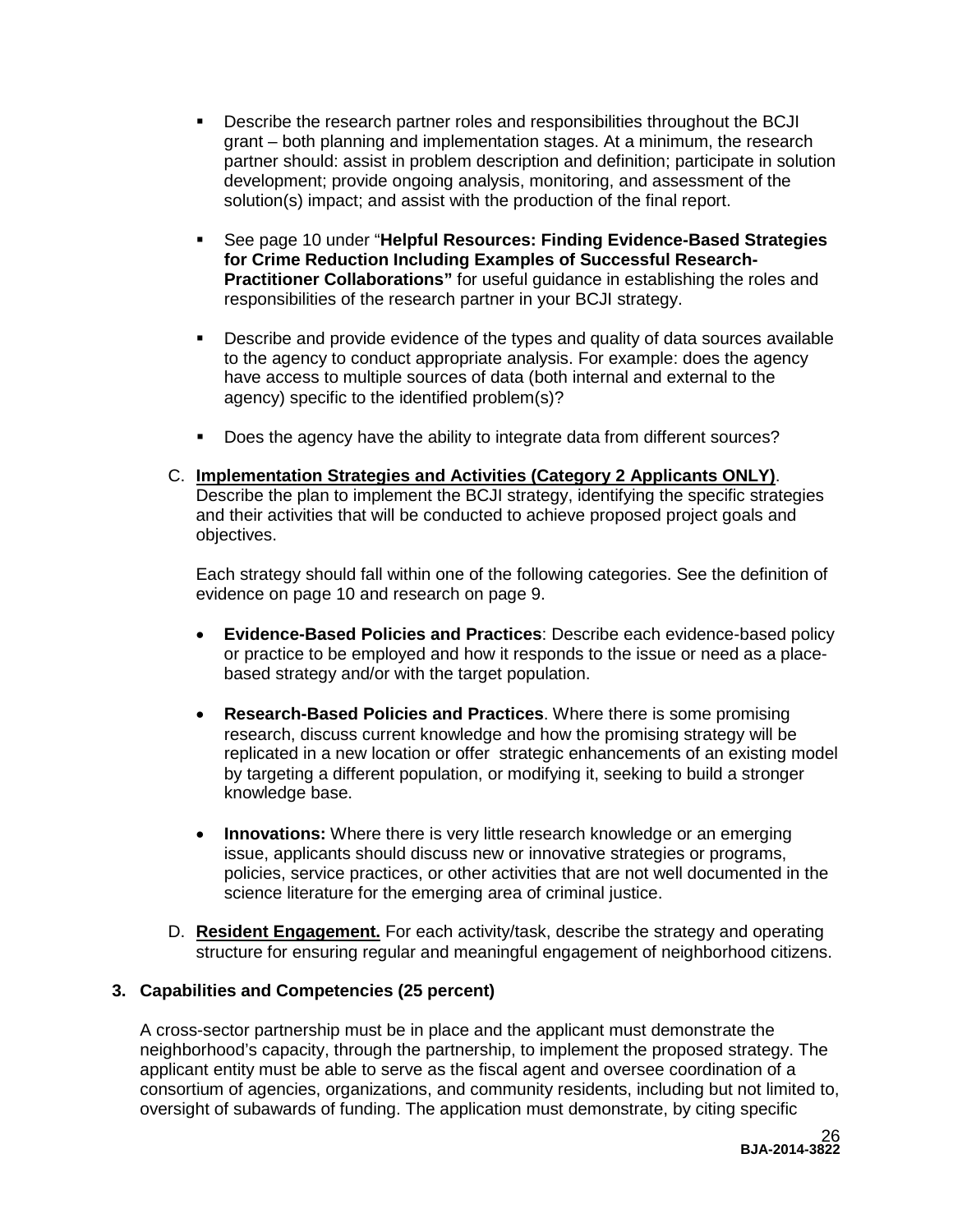- Describe the research partner roles and responsibilities throughout the BCJI grant – both planning and implementation stages. At a minimum, the research partner should: assist in problem description and definition; participate in solution development; provide ongoing analysis, monitoring, and assessment of the solution(s) impact; and assist with the production of the final report.

- See page 10 under "**Helpful Resources: Finding Evidence-Based Strategies for Crime Reduction Including Examples of Successful Research-Practitioner Collaborations"** for useful guidance in establishing the roles and responsibilities of the research partner in your BCJI strategy.

- Describe and provide evidence of the types and quality of data sources available to the agency to conduct appropriate analysis. For example: does the agency have access to multiple sources of data (both internal and external to the agency) specific to the identified problem(s)?

- Does the agency have the ability to integrate data from different sources?

C. **Implementation Strategies and Activities (Category 2 Applicants ONLY)**. Describe the plan to implement the BCJI strategy, identifying the specific strategies and their activities that will be conducted to achieve proposed project goals and objectives.

   Each strategy should fall within one of the following categories. See the definition of evidence on page 10 and research on page 9.

   - **Evidence-Based Policies and Practices**: Describe each evidence-based policy or practice to be employed and how it responds to the issue or need as a place-based strategy and/or with the target population.

   - **Research-Based Policies and Practices**. Where there is some promising research, discuss current knowledge and how the promising strategy will be replicated in a new location or offer strategic enhancements of an existing model by targeting a different population, or modifying it, seeking to build a stronger knowledge base.

   - **Innovations:** Where there is very little research knowledge or an emerging issue, applicants should discuss new or innovative strategies or programs, policies, service practices, or other activities that are not well documented in the science literature for the emerging area of criminal justice.

D. **Resident Engagement.** For each activity/task, describe the strategy and operating structure for ensuring regular and meaningful engagement of neighborhood citizens.

**3. Capabilities and Competencies (25 percent)**

A cross-sector partnership must be in place and the applicant must demonstrate the neighborhood's capacity, through the partnership, to implement the proposed strategy. The applicant entity must be able to serve as the fiscal agent and oversee coordination of a consortium of agencies, organizations, and community residents, including but not limited to, oversight of subawards of funding. The application must demonstrate, by citing specific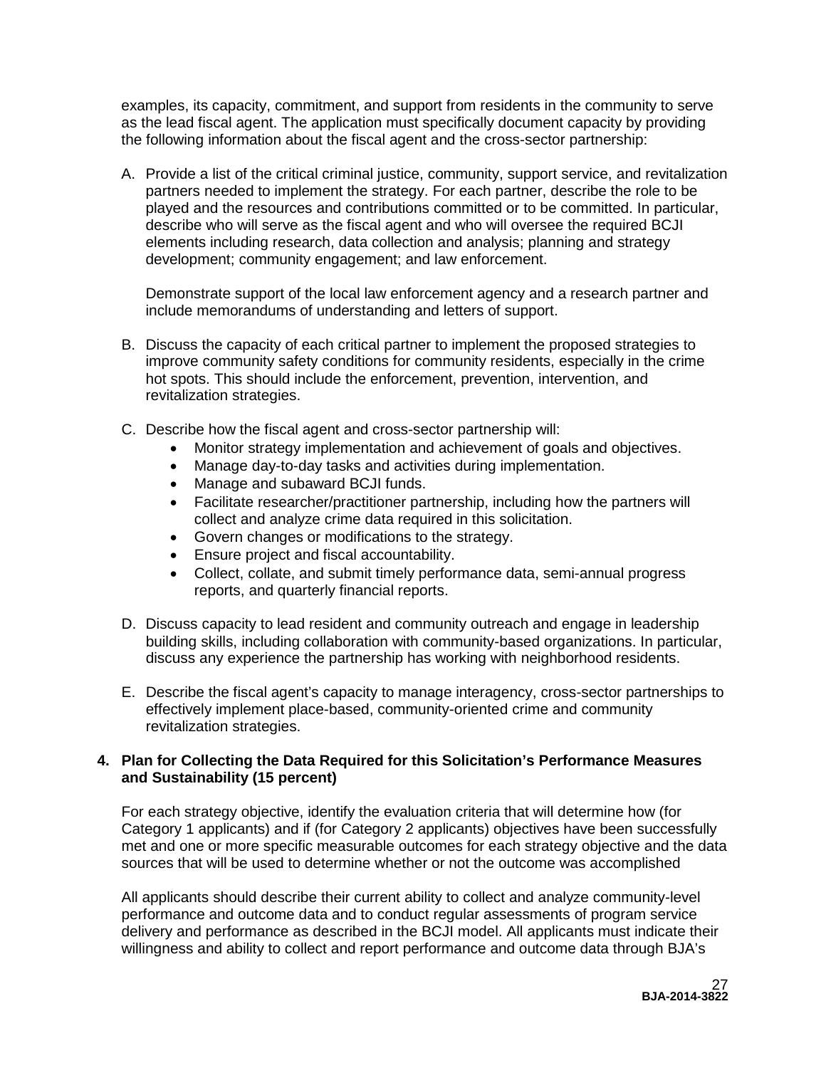examples, its capacity, commitment, and support from residents in the community to serve as the lead fiscal agent. The application must specifically document capacity by providing the following information about the fiscal agent and the cross-sector partnership:

A. Provide a list of the critical criminal justice, community, support service, and revitalization partners needed to implement the strategy. For each partner, describe the role to be played and the resources and contributions committed or to be committed. In particular, describe who will serve as the fiscal agent and who will oversee the required BCJI elements including research, data collection and analysis; planning and strategy development; community engagement; and law enforcement.

   Demonstrate support of the local law enforcement agency and a research partner and include memorandums of understanding and letters of support.

B. Discuss the capacity of each critical partner to implement the proposed strategies to improve community safety conditions for community residents, especially in the crime hot spots. This should include the enforcement, prevention, intervention, and revitalization strategies.

C. Describe how the fiscal agent and cross-sector partnership will:
   - Monitor strategy implementation and achievement of goals and objectives.
   - Manage day-to-day tasks and activities during implementation.
   - Manage and subaward BCJI funds.
   - Facilitate researcher/practitioner partnership, including how the partners will collect and analyze crime data required in this solicitation.
   - Govern changes or modifications to the strategy.
   - Ensure project and fiscal accountability.
   - Collect, collate, and submit timely performance data, semi-annual progress reports, and quarterly financial reports.

D. Discuss capacity to lead resident and community outreach and engage in leadership building skills, including collaboration with community-based organizations. In particular, discuss any experience the partnership has working with neighborhood residents.

E. Describe the fiscal agent's capacity to manage interagency, cross-sector partnerships to effectively implement place-based, community-oriented crime and community revitalization strategies.

**4. Plan for Collecting the Data Required for this Solicitation's Performance Measures and Sustainability (15 percent)**

For each strategy objective, identify the evaluation criteria that will determine how (for Category 1 applicants) and if (for Category 2 applicants) objectives have been successfully met and one or more specific measurable outcomes for each strategy objective and the data sources that will be used to determine whether or not the outcome was accomplished

All applicants should describe their current ability to collect and analyze community-level performance and outcome data and to conduct regular assessments of program service delivery and performance as described in the BCJI model. All applicants must indicate their willingness and ability to collect and report performance and outcome data through BJA's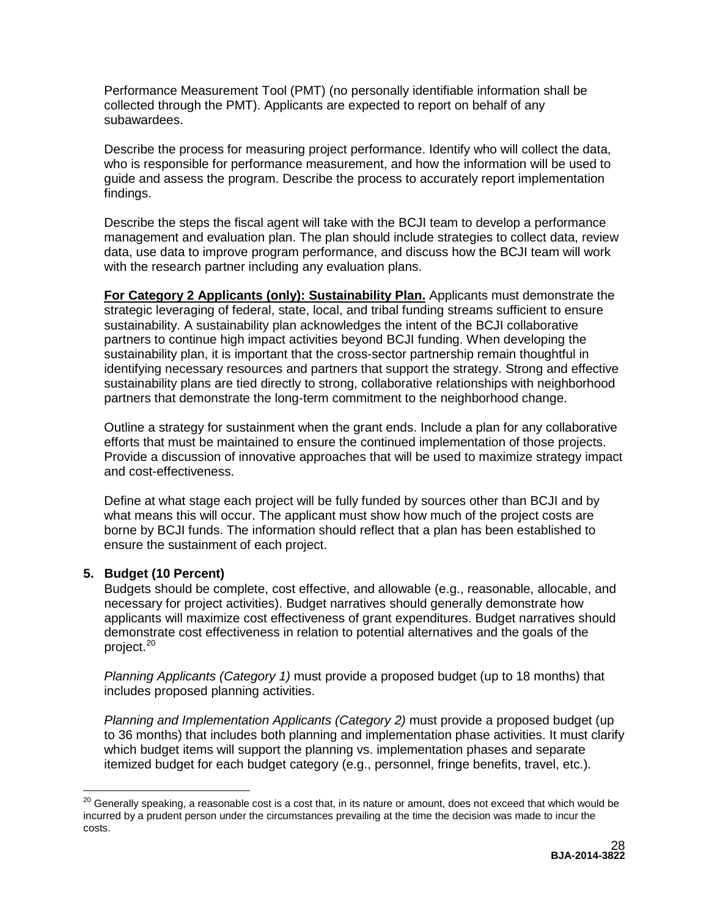Performance Measurement Tool (PMT) (no personally identifiable information shall be collected through the PMT). Applicants are expected to report on behalf of any subawardees.

Describe the process for measuring project performance. Identify who will collect the data, who is responsible for performance measurement, and how the information will be used to guide and assess the program. Describe the process to accurately report implementation findings.

Describe the steps the fiscal agent will take with the BCJI team to develop a performance management and evaluation plan. The plan should include strategies to collect data, review data, use data to improve program performance, and discuss how the BCJI team will work with the research partner including any evaluation plans.

**For Category 2 Applicants (only): Sustainability Plan.** Applicants must demonstrate the strategic leveraging of federal, state, local, and tribal funding streams sufficient to ensure sustainability. A sustainability plan acknowledges the intent of the BCJI collaborative partners to continue high impact activities beyond BCJI funding. When developing the sustainability plan, it is important that the cross-sector partnership remain thoughtful in identifying necessary resources and partners that support the strategy. Strong and effective sustainability plans are tied directly to strong, collaborative relationships with neighborhood partners that demonstrate the long-term commitment to the neighborhood change.

Outline a strategy for sustainment when the grant ends. Include a plan for any collaborative efforts that must be maintained to ensure the continued implementation of those projects. Provide a discussion of innovative approaches that will be used to maximize strategy impact and cost-effectiveness.

Define at what stage each project will be fully funded by sources other than BCJI and by what means this will occur. The applicant must show how much of the project costs are borne by BCJI funds. The information should reflect that a plan has been established to ensure the sustainment of each project.

**5. Budget (10 Percent)**

Budgets should be complete, cost effective, and allowable (e.g., reasonable, allocable, and necessary for project activities). Budget narratives should generally demonstrate how applicants will maximize cost effectiveness of grant expenditures. Budget narratives should demonstrate cost effectiveness in relation to potential alternatives and the goals of the project.[20]

*Planning Applicants (Category 1)* must provide a proposed budget (up to 18 months) that includes proposed planning activities.

*Planning and Implementation Applicants (Category 2)* must provide a proposed budget (up to 36 months) that includes both planning and implementation phase activities. It must clarify which budget items will support the planning vs. implementation phases and separate itemized budget for each budget category (e.g., personnel, fringe benefits, travel, etc.).

---

[20] Generally speaking, a reasonable cost is a cost that, in its nature or amount, does not exceed that which would be incurred by a prudent person under the circumstances prevailing at the time the decision was made to incur the costs.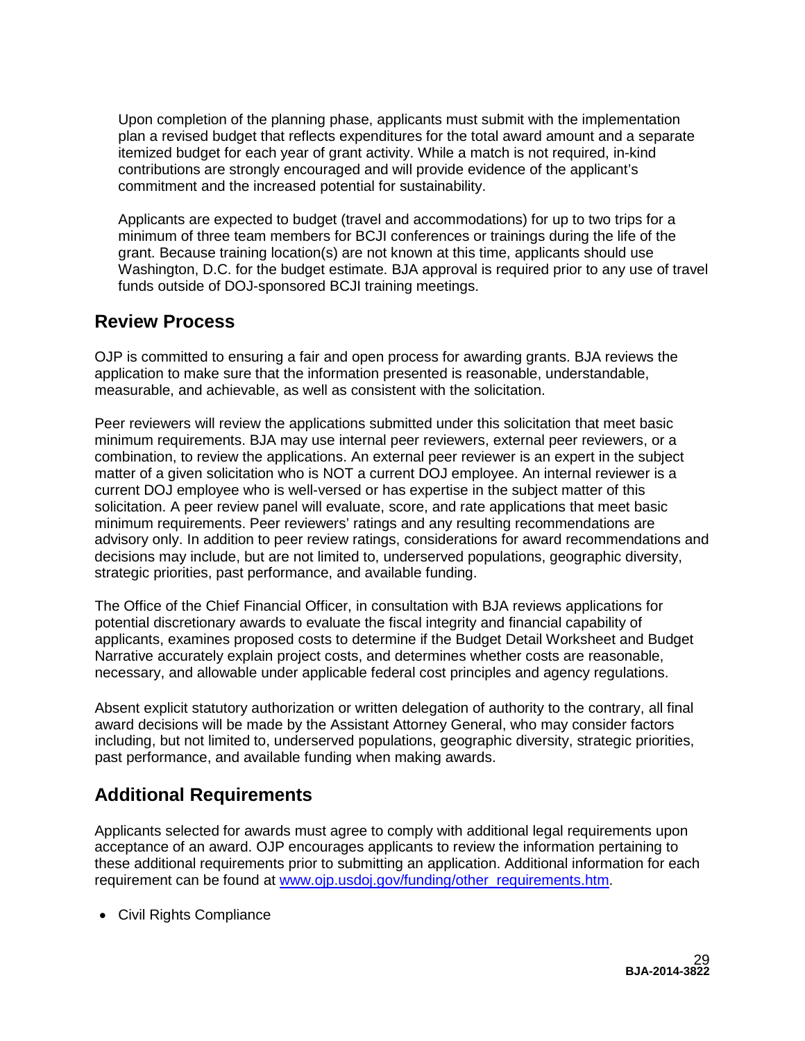Upon completion of the planning phase, applicants must submit with the implementation plan a revised budget that reflects expenditures for the total award amount and a separate itemized budget for each year of grant activity. While a match is not required, in-kind contributions are strongly encouraged and will provide evidence of the applicant's commitment and the increased potential for sustainability.

Applicants are expected to budget (travel and accommodations) for up to two trips for a minimum of three team members for BCJI conferences or trainings during the life of the grant. Because training location(s) are not known at this time, applicants should use Washington, D.C. for the budget estimate. BJA approval is required prior to any use of travel funds outside of DOJ-sponsored BCJI training meetings.

## Review Process

OJP is committed to ensuring a fair and open process for awarding grants. BJA reviews the application to make sure that the information presented is reasonable, understandable, measurable, and achievable, as well as consistent with the solicitation.

Peer reviewers will review the applications submitted under this solicitation that meet basic minimum requirements. BJA may use internal peer reviewers, external peer reviewers, or a combination, to review the applications. An external peer reviewer is an expert in the subject matter of a given solicitation who is NOT a current DOJ employee. An internal reviewer is a current DOJ employee who is well-versed or has expertise in the subject matter of this solicitation. A peer review panel will evaluate, score, and rate applications that meet basic minimum requirements. Peer reviewers' ratings and any resulting recommendations are advisory only. In addition to peer review ratings, considerations for award recommendations and decisions may include, but are not limited to, underserved populations, geographic diversity, strategic priorities, past performance, and available funding.

The Office of the Chief Financial Officer, in consultation with BJA reviews applications for potential discretionary awards to evaluate the fiscal integrity and financial capability of applicants, examines proposed costs to determine if the Budget Detail Worksheet and Budget Narrative accurately explain project costs, and determines whether costs are reasonable, necessary, and allowable under applicable federal cost principles and agency regulations.

Absent explicit statutory authorization or written delegation of authority to the contrary, all final award decisions will be made by the Assistant Attorney General, who may consider factors including, but not limited to, underserved populations, geographic diversity, strategic priorities, past performance, and available funding when making awards.

## Additional Requirements

Applicants selected for awards must agree to comply with additional legal requirements upon acceptance of an award. OJP encourages applicants to review the information pertaining to these additional requirements prior to submitting an application. Additional information for each requirement can be found at [www.ojp.usdoj.gov/funding/other_requirements.htm](www.ojp.usdoj.gov/funding/other_requirements.htm).

- Civil Rights Compliance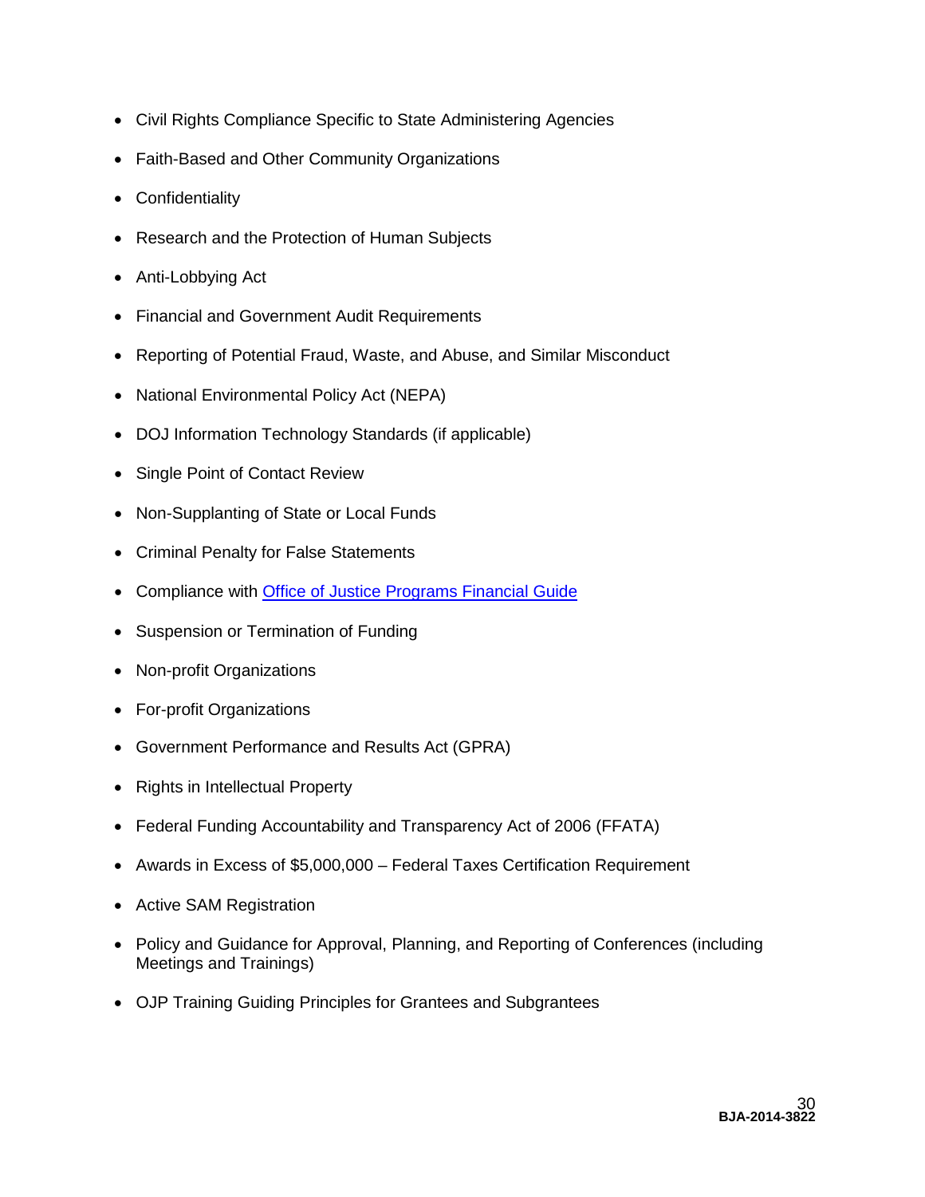- Civil Rights Compliance Specific to State Administering Agencies
- Faith-Based and Other Community Organizations
- Confidentiality
- Research and the Protection of Human Subjects
- Anti-Lobbying Act
- Financial and Government Audit Requirements
- Reporting of Potential Fraud, Waste, and Abuse, and Similar Misconduct
- National Environmental Policy Act (NEPA)
- DOJ Information Technology Standards (if applicable)
- Single Point of Contact Review
- Non-Supplanting of State or Local Funds
- Criminal Penalty for False Statements
- Compliance with Office of Justice Programs Financial Guide
- Suspension or Termination of Funding
- Non-profit Organizations
- For-profit Organizations
- Government Performance and Results Act (GPRA)
- Rights in Intellectual Property
- Federal Funding Accountability and Transparency Act of 2006 (FFATA)
- Awards in Excess of $5,000,000 – Federal Taxes Certification Requirement
- Active SAM Registration
- Policy and Guidance for Approval, Planning, and Reporting of Conferences (including Meetings and Trainings)
- OJP Training Guiding Principles for Grantees and Subgrantees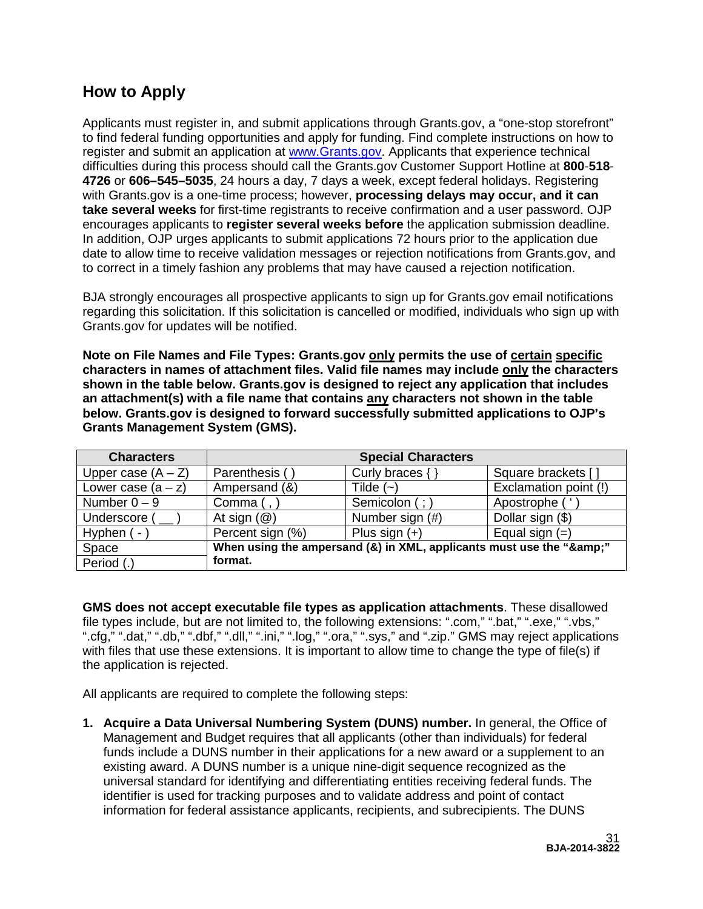## How to Apply

Applicants must register in, and submit applications through Grants.gov, a "one-stop storefront" to find federal funding opportunities and apply for funding. Find complete instructions on how to register and submit an application at [www.Grants.gov](http://www.Grants.gov). Applicants that experience technical difficulties during this process should call the Grants.gov Customer Support Hotline at **800**-**518**-**4726** or **606–545–5035**, 24 hours a day, 7 days a week, except federal holidays. Registering with Grants.gov is a one-time process; however, **processing delays may occur, and it can take several weeks** for first-time registrants to receive confirmation and a user password. OJP encourages applicants to **register several weeks before** the application submission deadline. In addition, OJP urges applicants to submit applications 72 hours prior to the application due date to allow time to receive validation messages or rejection notifications from Grants.gov, and to correct in a timely fashion any problems that may have caused a rejection notification.

BJA strongly encourages all prospective applicants to sign up for Grants.gov email notifications regarding this solicitation. If this solicitation is cancelled or modified, individuals who sign up with Grants.gov for updates will be notified.

**Note on File Names and File Types: Grants.gov only permits the use of certain specific characters in names of attachment files. Valid file names may include only the characters shown in the table below. Grants.gov is designed to reject any application that includes an attachment(s) with a file name that contains any characters not shown in the table below. Grants.gov is designed to forward successfully submitted applications to OJP's Grants Management System (GMS).**

| Characters | Special Characters | | |
|---|---|---|---|
| Upper case (A – Z) | Parenthesis ( ) | Curly braces { } | Square brackets [ ] |
| Lower case (a – z) | Ampersand (&) | Tilde (~) | Exclamation point (!) |
| Number 0 – 9 | Comma ( , ) | Semicolon ( ; ) | Apostrophe ( ' ) |
| Underscore ( __ ) | At sign (@) | Number sign (#) | Dollar sign ($) |
| Hyphen ( - ) | Percent sign (%) | Plus sign (+) | Equal sign (=) |
| Space | **When using the ampersand (&) in XML, applicants must use the "&amp;" format.** | | |
| Period (.) | | | |

**GMS does not accept executable file types as application attachments**. These disallowed file types include, but are not limited to, the following extensions: ".com," ".bat," ".exe," ".vbs," ".cfg," ".dat," ".db," ".dbf," ".dll," ".ini," ".log," ".ora," ".sys," and ".zip." GMS may reject applications with files that use these extensions. It is important to allow time to change the type of file(s) if the application is rejected.

All applicants are required to complete the following steps:

1. **Acquire a Data Universal Numbering System (DUNS) number.** In general, the Office of Management and Budget requires that all applicants (other than individuals) for federal funds include a DUNS number in their applications for a new award or a supplement to an existing award. A DUNS number is a unique nine-digit sequence recognized as the universal standard for identifying and differentiating entities receiving federal funds. The identifier is used for tracking purposes and to validate address and point of contact information for federal assistance applicants, recipients, and subrecipients. The DUNS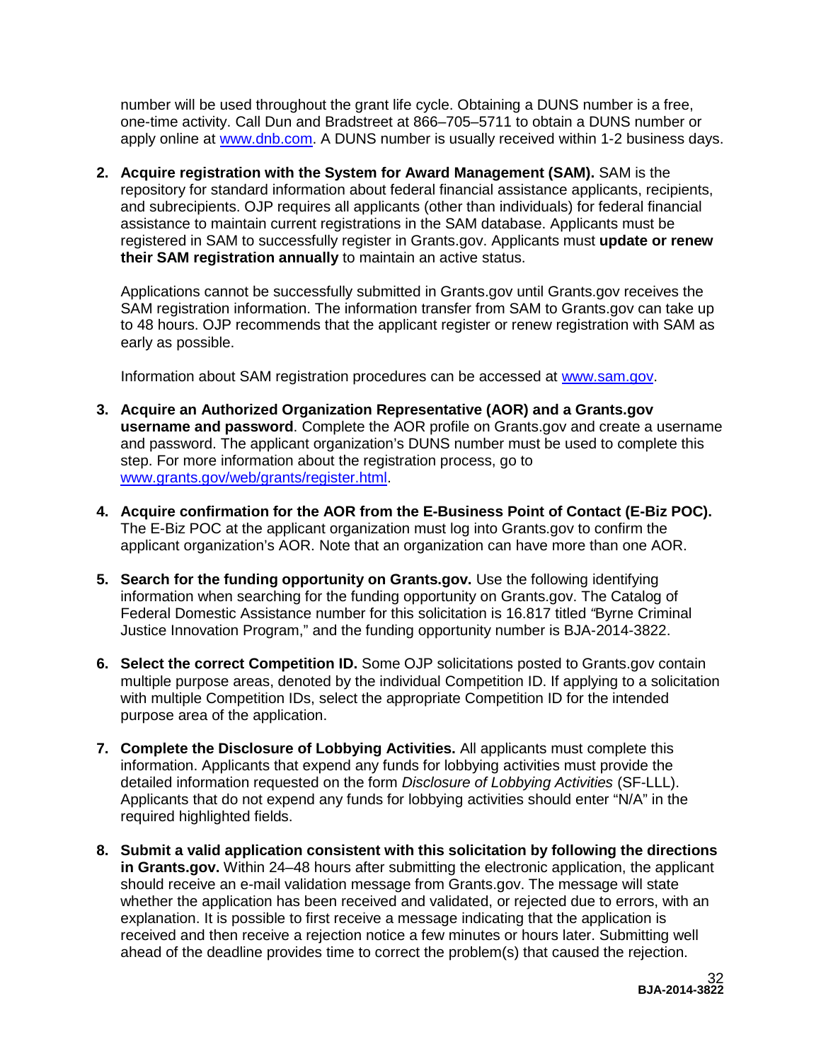number will be used throughout the grant life cycle. Obtaining a DUNS number is a free, one-time activity. Call Dun and Bradstreet at 866–705–5711 to obtain a DUNS number or apply online at www.dnb.com. A DUNS number is usually received within 1-2 business days.

2. **Acquire registration with the System for Award Management (SAM).** SAM is the repository for standard information about federal financial assistance applicants, recipients, and subrecipients. OJP requires all applicants (other than individuals) for federal financial assistance to maintain current registrations in the SAM database. Applicants must be registered in SAM to successfully register in Grants.gov. Applicants must **update or renew their SAM registration annually** to maintain an active status.

   Applications cannot be successfully submitted in Grants.gov until Grants.gov receives the SAM registration information. The information transfer from SAM to Grants.gov can take up to 48 hours. OJP recommends that the applicant register or renew registration with SAM as early as possible.

   Information about SAM registration procedures can be accessed at www.sam.gov.

3. **Acquire an Authorized Organization Representative (AOR) and a Grants.gov username and password**. Complete the AOR profile on Grants.gov and create a username and password. The applicant organization's DUNS number must be used to complete this step. For more information about the registration process, go to www.grants.gov/web/grants/register.html.

4. **Acquire confirmation for the AOR from the E-Business Point of Contact (E-Biz POC).** The E-Biz POC at the applicant organization must log into Grants.gov to confirm the applicant organization's AOR. Note that an organization can have more than one AOR.

5. **Search for the funding opportunity on Grants.gov.** Use the following identifying information when searching for the funding opportunity on Grants.gov. The Catalog of Federal Domestic Assistance number for this solicitation is 16.817 titled "Byrne Criminal Justice Innovation Program," and the funding opportunity number is BJA-2014-3822.

6. **Select the correct Competition ID.** Some OJP solicitations posted to Grants.gov contain multiple purpose areas, denoted by the individual Competition ID. If applying to a solicitation with multiple Competition IDs, select the appropriate Competition ID for the intended purpose area of the application.

7. **Complete the Disclosure of Lobbying Activities.** All applicants must complete this information. Applicants that expend any funds for lobbying activities must provide the detailed information requested on the form *Disclosure of Lobbying Activities* (SF-LLL). Applicants that do not expend any funds for lobbying activities should enter "N/A" in the required highlighted fields.

8. **Submit a valid application consistent with this solicitation by following the directions in Grants.gov.** Within 24–48 hours after submitting the electronic application, the applicant should receive an e-mail validation message from Grants.gov. The message will state whether the application has been received and validated, or rejected due to errors, with an explanation. It is possible to first receive a message indicating that the application is received and then receive a rejection notice a few minutes or hours later. Submitting well ahead of the deadline provides time to correct the problem(s) that caused the rejection.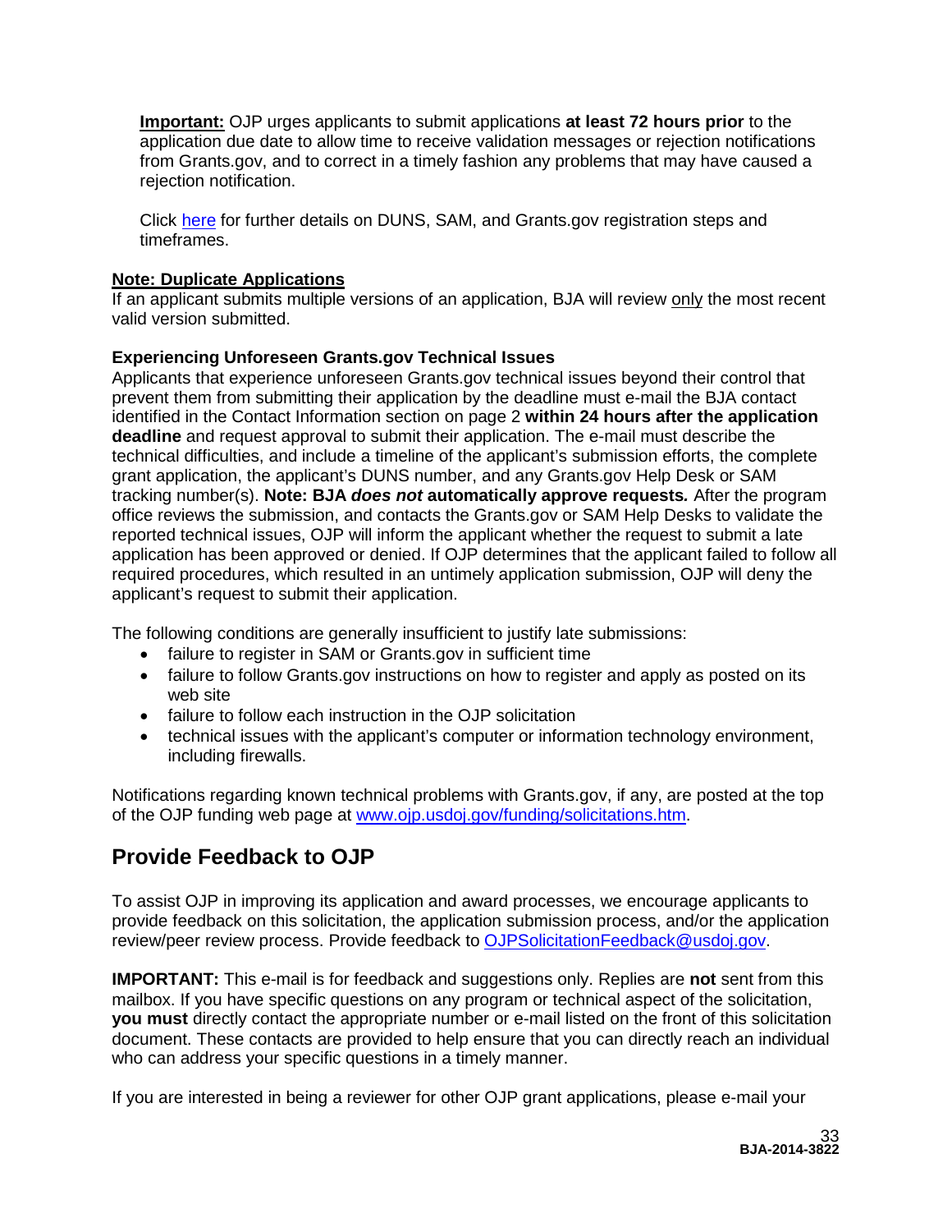**Important:** OJP urges applicants to submit applications **at least 72 hours prior** to the application due date to allow time to receive validation messages or rejection notifications from Grants.gov, and to correct in a timely fashion any problems that may have caused a rejection notification.

Click here for further details on DUNS, SAM, and Grants.gov registration steps and timeframes.

**Note: Duplicate Applications**
If an applicant submits multiple versions of an application, BJA will review only the most recent valid version submitted.

**Experiencing Unforeseen Grants.gov Technical Issues**
Applicants that experience unforeseen Grants.gov technical issues beyond their control that prevent them from submitting their application by the deadline must e-mail the BJA contact identified in the Contact Information section on page 2 **within 24 hours after the application deadline** and request approval to submit their application. The e-mail must describe the technical difficulties, and include a timeline of the applicant's submission efforts, the complete grant application, the applicant's DUNS number, and any Grants.gov Help Desk or SAM tracking number(s). **Note: BJA *does not* automatically approve requests*.*** After the program office reviews the submission, and contacts the Grants.gov or SAM Help Desks to validate the reported technical issues, OJP will inform the applicant whether the request to submit a late application has been approved or denied. If OJP determines that the applicant failed to follow all required procedures, which resulted in an untimely application submission, OJP will deny the applicant's request to submit their application.

The following conditions are generally insufficient to justify late submissions:

- failure to register in SAM or Grants.gov in sufficient time
- failure to follow Grants.gov instructions on how to register and apply as posted on its web site
- failure to follow each instruction in the OJP solicitation
- technical issues with the applicant's computer or information technology environment, including firewalls.

Notifications regarding known technical problems with Grants.gov, if any, are posted at the top of the OJP funding web page at www.ojp.usdoj.gov/funding/solicitations.htm.

## Provide Feedback to OJP

To assist OJP in improving its application and award processes, we encourage applicants to provide feedback on this solicitation, the application submission process, and/or the application review/peer review process. Provide feedback to OJPSolicitationFeedback@usdoj.gov.

**IMPORTANT:** This e-mail is for feedback and suggestions only. Replies are **not** sent from this mailbox. If you have specific questions on any program or technical aspect of the solicitation, **you must** directly contact the appropriate number or e-mail listed on the front of this solicitation document. These contacts are provided to help ensure that you can directly reach an individual who can address your specific questions in a timely manner.

If you are interested in being a reviewer for other OJP grant applications, please e-mail your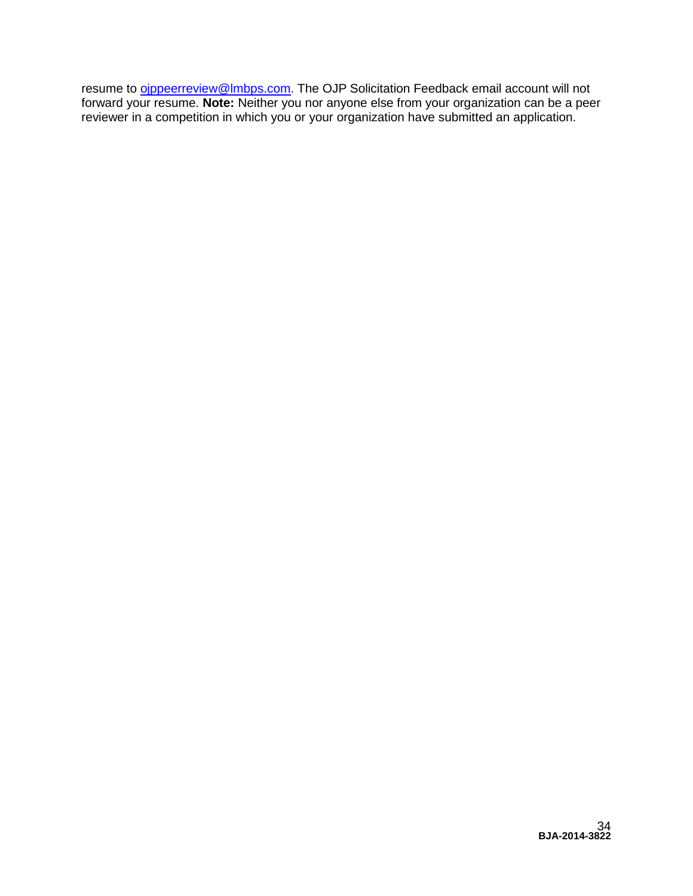resume to [ojppeerreview@lmbps.com](mailto:ojppeerreview@lmbps.com). The OJP Solicitation Feedback email account will not forward your resume. **Note:** Neither you nor anyone else from your organization can be a peer reviewer in a competition in which you or your organization have submitted an application.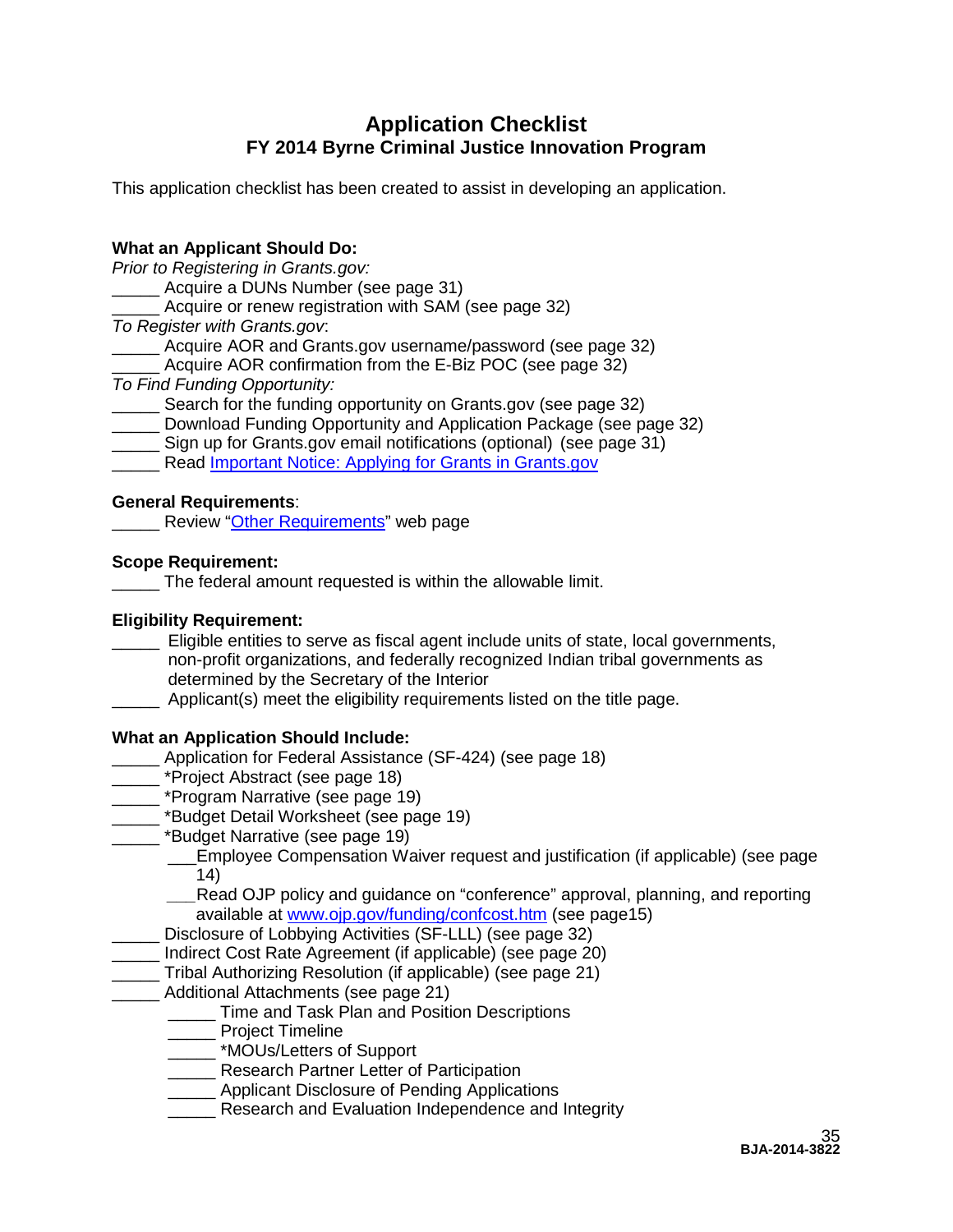## Application Checklist

### FY 2014 Byrne Criminal Justice Innovation Program

This application checklist has been created to assist in developing an application.

**What an Applicant Should Do:**

*Prior to Registering in Grants.gov:*

_____ Acquire a DUNs Number (see page 31)
_____ Acquire or renew registration with SAM (see page 32)

*To Register with Grants.gov*:

_____ Acquire AOR and Grants.gov username/password (see page 32)
_____ Acquire AOR confirmation from the E-Biz POC (see page 32)

*To Find Funding Opportunity:*

_____ Search for the funding opportunity on Grants.gov (see page 32)
_____ Download Funding Opportunity and Application Package (see page 32)
_____ Sign up for Grants.gov email notifications (optional) (see page 31)
_____ Read Important Notice: Applying for Grants in Grants.gov

**General Requirements**:

_____ Review "Other Requirements" web page

**Scope Requirement:**

_____ The federal amount requested is within the allowable limit.

**Eligibility Requirement:**

_____ Eligible entities to serve as fiscal agent include units of state, local governments, non-profit organizations, and federally recognized Indian tribal governments as determined by the Secretary of the Interior
_____ Applicant(s) meet the eligibility requirements listed on the title page.

**What an Application Should Include:**

_____ Application for Federal Assistance (SF-424) (see page 18)
_____ *Project Abstract (see page 18)
_____ *Program Narrative (see page 19)
_____ *Budget Detail Worksheet (see page 19)
_____ *Budget Narrative (see page 19)
 ___Employee Compensation Waiver request and justification (if applicable) (see page 14)
 ___Read OJP policy and guidance on "conference" approval, planning, and reporting available at www.ojp.gov/funding/confcost.htm (see page15)
_____ Disclosure of Lobbying Activities (SF-LLL) (see page 32)
_____ Indirect Cost Rate Agreement (if applicable) (see page 20)
_____ Tribal Authorizing Resolution (if applicable) (see page 21)
_____ Additional Attachments (see page 21)
 _____ Time and Task Plan and Position Descriptions
 _____ Project Timeline
 _____ *MOUs/Letters of Support
 _____ Research Partner Letter of Participation
 _____ Applicant Disclosure of Pending Applications
 _____ Research and Evaluation Independence and Integrity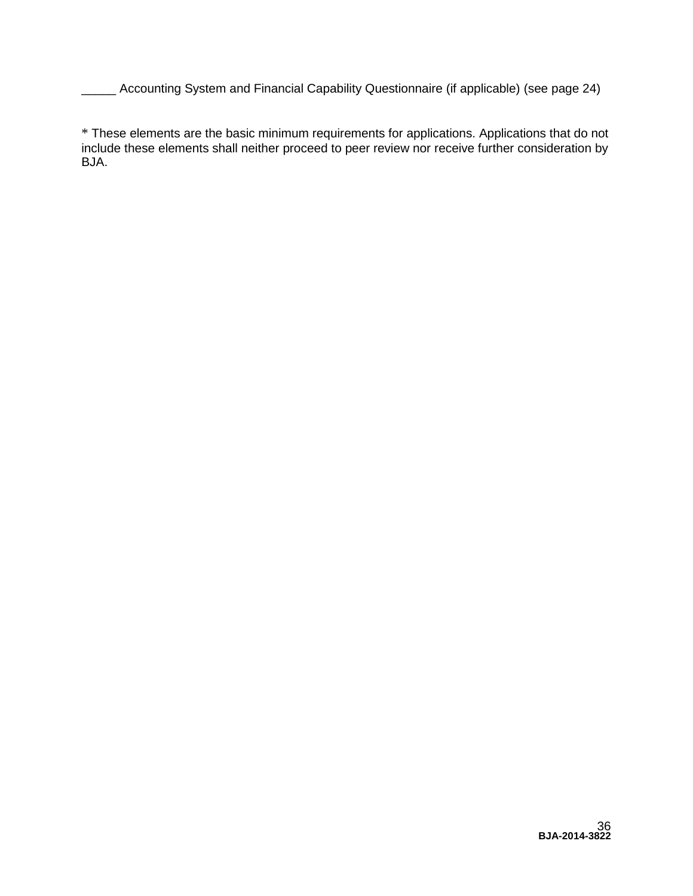_____ Accounting System and Financial Capability Questionnaire (if applicable) (see page 24)

* These elements are the basic minimum requirements for applications. Applications that do not include these elements shall neither proceed to peer review nor receive further consideration by BJA.